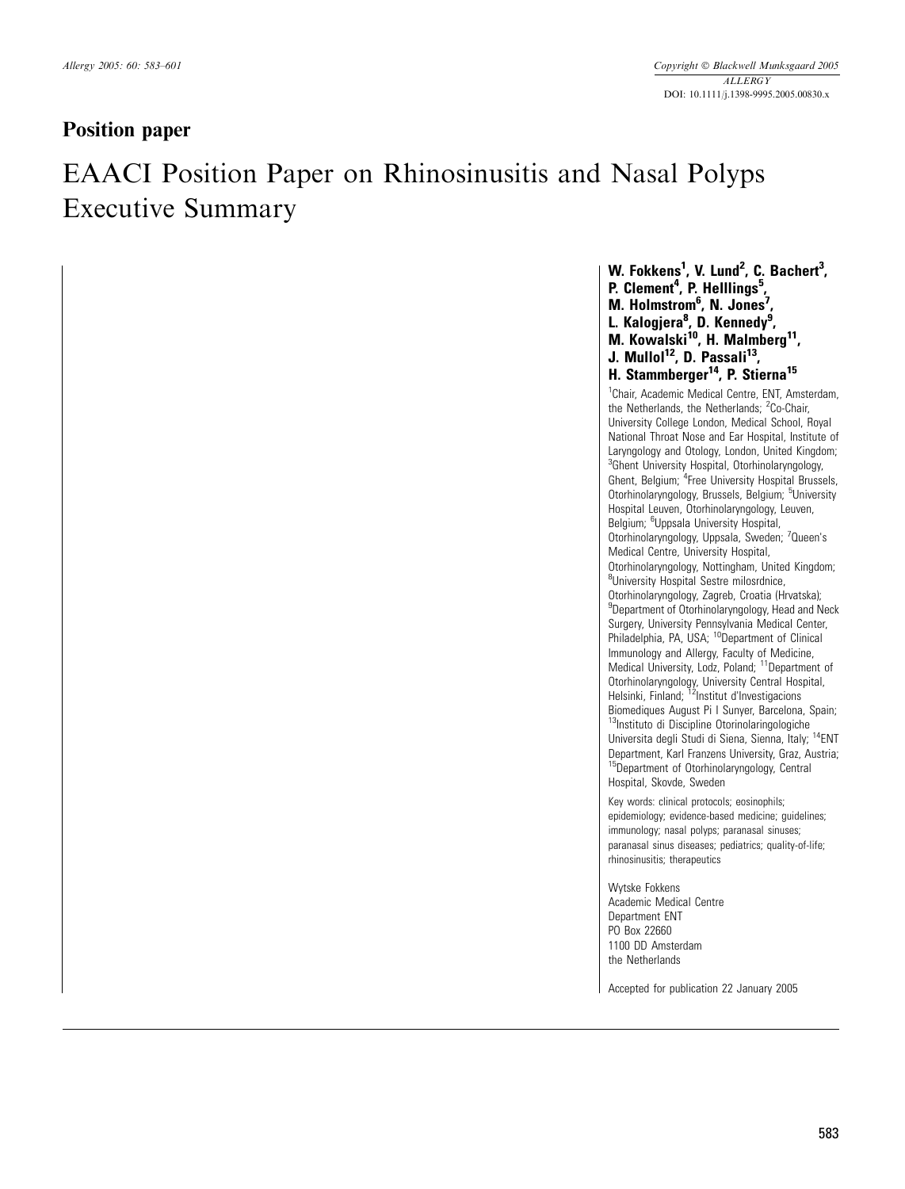**Position paper**

# EAACI Position Paper on Rhinosinusitis and Nasal Polyps Executive Summary

**W. Fokkens[1], V. Lund[2], C. Bachert[3], P. Clement[4], P. Helllings[5], M. Holmstrom[6], N. Jones[7], L. Kalogjera[8], D. Kennedy[9], M. Kowalski[10], H. Malmberg[11], J. Mullol[12], D. Passali[13], H. Stammberger[14], P. Stierna[15]**

[1]Chair, Academic Medical Centre, ENT, Amsterdam, the Netherlands, the Netherlands; [2]Co-Chair, University College London, Medical School, Royal National Throat Nose and Ear Hospital, Institute of Laryngology and Otology, London, United Kingdom; [3]Ghent University Hospital, Otorhinolaryngology, Ghent, Belgium; [4]Free University Hospital Brussels, Otorhinolaryngology, Brussels, Belgium; [5]University Hospital Leuven, Otorhinolaryngology, Leuven, Belgium; [6]Uppsala University Hospital, Otorhinolaryngology, Uppsala, Sweden; [7]Queen's Medical Centre, University Hospital, Otorhinolaryngology, Nottingham, United Kingdom; [8]University Hospital Sestre milosrdnice, Otorhinolaryngology, Zagreb, Croatia (Hrvatska); [9]Department of Otorhinolaryngology, Head and Neck Surgery, University Pennsylvania Medical Center, Philadelphia, PA, USA; [10]Department of Clinical Immunology and Allergy, Faculty of Medicine, Medical University, Lodz, Poland; [11]Department of Otorhinolaryngology, University Central Hospital, Helsinki, Finland; [12]Institut d'Investigacions Biomediques August Pi I Sunyer, Barcelona, Spain; [13]Instituto di Discipline Otorinolaringologiche Universita degli Studi di Siena, Sienna, Italy; [14]ENT Department, Karl Franzens University, Graz, Austria; [15]Department of Otorhinolaryngology, Central Hospital, Skovde, Sweden

Key words: clinical protocols; eosinophils; epidemiology; evidence-based medicine; guidelines; immunology; nasal polyps; paranasal sinuses; paranasal sinus diseases; pediatrics; quality-of-life; rhinosinusitis; therapeutics

Wytske Fokkens
Academic Medical Centre
Department ENT
PO Box 22660
1100 DD Amsterdam
the Netherlands

Accepted for publication 22 January 2005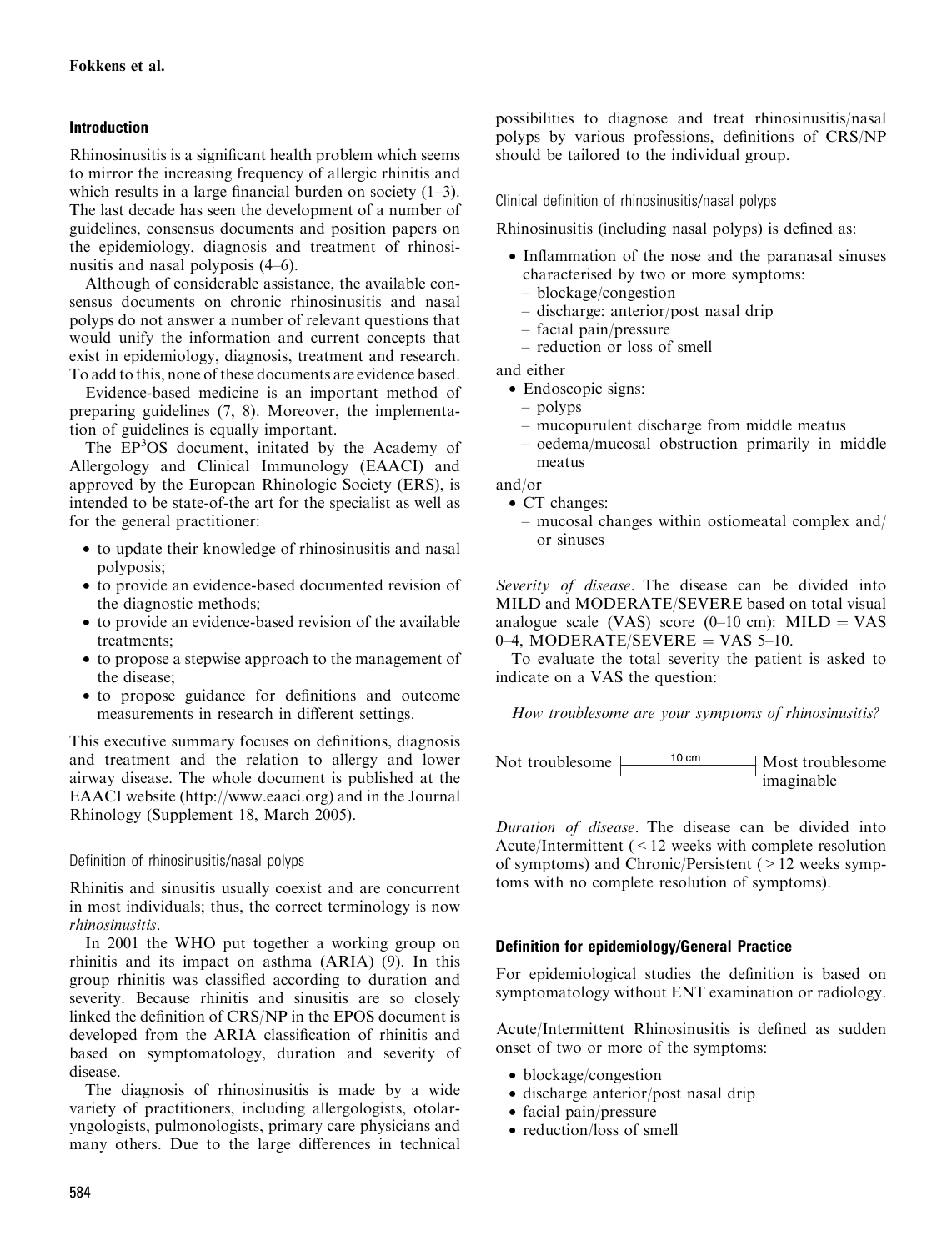## Introduction

Rhinosinusitis is a significant health problem which seems to mirror the increasing frequency of allergic rhinitis and which results in a large financial burden on society (1–3). The last decade has seen the development of a number of guidelines, consensus documents and position papers on the epidemiology, diagnosis and treatment of rhinosinusitis and nasal polyposis (4–6).

Although of considerable assistance, the available consensus documents on chronic rhinosinusitis and nasal polyps do not answer a number of relevant questions that would unify the information and current concepts that exist in epidemiology, diagnosis, treatment and research. To add to this, none of these documents are evidence based.

Evidence-based medicine is an important method of preparing guidelines (7, 8). Moreover, the implementation of guidelines is equally important.

The EP$^3$OS document, initated by the Academy of Allergology and Clinical Immunology (EAACI) and approved by the European Rhinologic Society (ERS), is intended to be state-of-the art for the specialist as well as for the general practitioner:

- to update their knowledge of rhinosinusitis and nasal polyposis;
- to provide an evidence-based documented revision of the diagnostic methods;
- to provide an evidence-based revision of the available treatments;
- to propose a stepwise approach to the management of the disease;
- to propose guidance for definitions and outcome measurements in research in different settings.

This executive summary focuses on definitions, diagnosis and treatment and the relation to allergy and lower airway disease. The whole document is published at the EAACI website (http://www.eaaci.org) and in the Journal Rhinology (Supplement 18, March 2005).

### Definition of rhinosinusitis/nasal polyps

Rhinitis and sinusitis usually coexist and are concurrent in most individuals; thus, the correct terminology is now *rhinosinusitis*.

In 2001 the WHO put together a working group on rhinitis and its impact on asthma (ARIA) (9). In this group rhinitis was classified according to duration and severity. Because rhinitis and sinusitis are so closely linked the definition of CRS/NP in the EPOS document is developed from the ARIA classification of rhinitis and based on symptomatology, duration and severity of disease.

The diagnosis of rhinosinusitis is made by a wide variety of practitioners, including allergologists, otolaryngologists, pulmonologists, primary care physicians and many others. Due to the large differences in technical possibilities to diagnose and treat rhinosinusitis/nasal polyps by various professions, definitions of CRS/NP should be tailored to the individual group.

### Clinical definition of rhinosinusitis/nasal polyps

Rhinosinusitis (including nasal polyps) is defined as:

- Inflammation of the nose and the paranasal sinuses characterised by two or more symptoms:
  - blockage/congestion
  - discharge: anterior/post nasal drip
  - facial pain/pressure
  - reduction or loss of smell

and either

- Endoscopic signs:
  - polyps
  - mucopurulent discharge from middle meatus
  - oedema/mucosal obstruction primarily in middle meatus

and/or

- CT changes:
  - mucosal changes within ostiomeatal complex and/or sinuses

*Severity of disease*. The disease can be divided into MILD and MODERATE/SEVERE based on total visual analogue scale (VAS) score (0–10 cm): MILD = VAS 0–4, MODERATE/SEVERE = VAS 5–10.

To evaluate the total severity the patient is asked to indicate on a VAS the question:

*How troublesome are your symptoms of rhinosinusitis?*

Not troublesome |——— 10 cm ———| Most troublesome imaginable

*Duration of disease*. The disease can be divided into Acute/Intermittent (< 12 weeks with complete resolution of symptoms) and Chronic/Persistent (> 12 weeks symptoms with no complete resolution of symptoms).

## Definition for epidemiology/General Practice

For epidemiological studies the definition is based on symptomatology without ENT examination or radiology.

Acute/Intermittent Rhinosinusitis is defined as sudden onset of two or more of the symptoms:

- blockage/congestion
- discharge anterior/post nasal drip
- facial pain/pressure
- reduction/loss of smell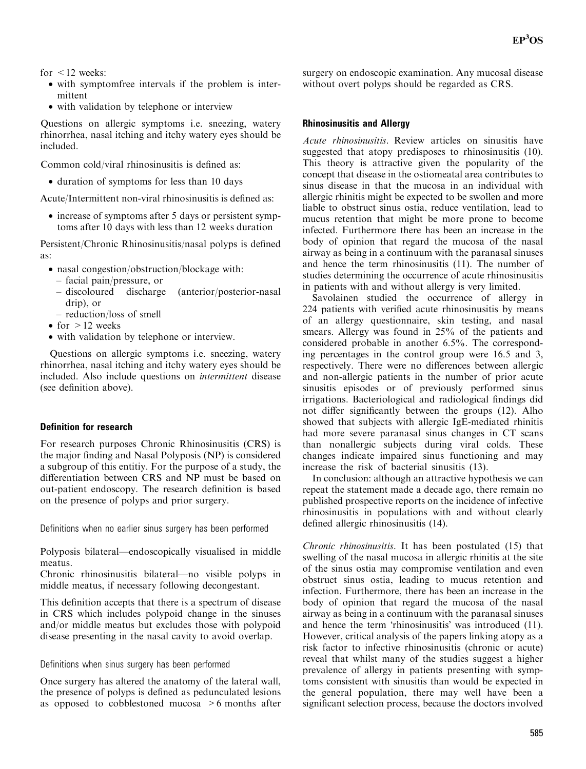for <12 weeks:

- with symptomfree intervals if the problem is intermittent
- with validation by telephone or interview

Questions on allergic symptoms i.e. sneezing, watery rhinorrhea, nasal itching and itchy watery eyes should be included.

Common cold/viral rhinosinusitis is defined as:

- duration of symptoms for less than 10 days

Acute/Intermittent non-viral rhinosinusitis is defined as:

- increase of symptoms after 5 days or persistent symptoms after 10 days with less than 12 weeks duration

Persistent/Chronic Rhinosinusitis/nasal polyps is defined as:

- nasal congestion/obstruction/blockage with:
  - facial pain/pressure, or
  - discoloured discharge (anterior/posterior-nasal drip), or
  - reduction/loss of smell
- for >12 weeks
- with validation by telephone or interview.

Questions on allergic symptoms i.e. sneezing, watery rhinorrhea, nasal itching and itchy watery eyes should be included. Also include questions on *intermittent* disease (see definition above).

### Definition for research

For research purposes Chronic Rhinosinusitis (CRS) is the major finding and Nasal Polyposis (NP) is considered a subgroup of this entitiy. For the purpose of a study, the differentiation between CRS and NP must be based on out-patient endoscopy. The research definition is based on the presence of polyps and prior surgery.

#### Definitions when no earlier sinus surgery has been performed

Polyposis bilateral—endoscopically visualised in middle meatus.
Chronic rhinosinusitis bilateral—no visible polyps in middle meatus, if necessary following decongestant.

This definition accepts that there is a spectrum of disease in CRS which includes polypoid change in the sinuses and/or middle meatus but excludes those with polypoid disease presenting in the nasal cavity to avoid overlap.

#### Definitions when sinus surgery has been performed

Once surgery has altered the anatomy of the lateral wall, the presence of polyps is defined as pedunculated lesions as opposed to cobblestoned mucosa >6 months after surgery on endoscopic examination. Any mucosal disease without overt polyps should be regarded as CRS.

### Rhinosinusitis and Allergy

*Acute rhinosinusitis*. Review articles on sinusitis have suggested that atopy predisposes to rhinosinusitis (10). This theory is attractive given the popularity of the concept that disease in the ostiomeatal area contributes to sinus disease in that the mucosa in an individual with allergic rhinitis might be expected to be swollen and more liable to obstruct sinus ostia, reduce ventilation, lead to mucus retention that might be more prone to become infected. Furthermore there has been an increase in the body of opinion that regard the mucosa of the nasal airway as being in a continuum with the paranasal sinuses and hence the term rhinosinusitis (11). The number of studies determining the occurrence of acute rhinosinusitis in patients with and without allergy is very limited.

Savolainen studied the occurrence of allergy in 224 patients with verified acute rhinosinusitis by means of an allergy questionnaire, skin testing, and nasal smears. Allergy was found in 25% of the patients and considered probable in another 6.5%. The corresponding percentages in the control group were 16.5 and 3, respectively. There were no differences between allergic and non-allergic patients in the number of prior acute sinusitis episodes or of previously performed sinus irrigations. Bacteriological and radiological findings did not differ significantly between the groups (12). Alho showed that subjects with allergic IgE-mediated rhinitis had more severe paranasal sinus changes in CT scans than nonallergic subjects during viral colds. These changes indicate impaired sinus functioning and may increase the risk of bacterial sinusitis (13).

In conclusion: although an attractive hypothesis we can repeat the statement made a decade ago, there remain no published prospective reports on the incidence of infective rhinosinusitis in populations with and without clearly defined allergic rhinosinusitis (14).

*Chronic rhinosinusitis*. It has been postulated (15) that swelling of the nasal mucosa in allergic rhinitis at the site of the sinus ostia may compromise ventilation and even obstruct sinus ostia, leading to mucus retention and infection. Furthermore, there has been an increase in the body of opinion that regard the mucosa of the nasal airway as being in a continuum with the paranasal sinuses and hence the term 'rhinosinusitis' was introduced (11). However, critical analysis of the papers linking atopy as a risk factor to infective rhinosinusitis (chronic or acute) reveal that whilst many of the studies suggest a higher prevalence of allergy in patients presenting with symptoms consistent with sinusitis than would be expected in the general population, there may well have been a significant selection process, because the doctors involved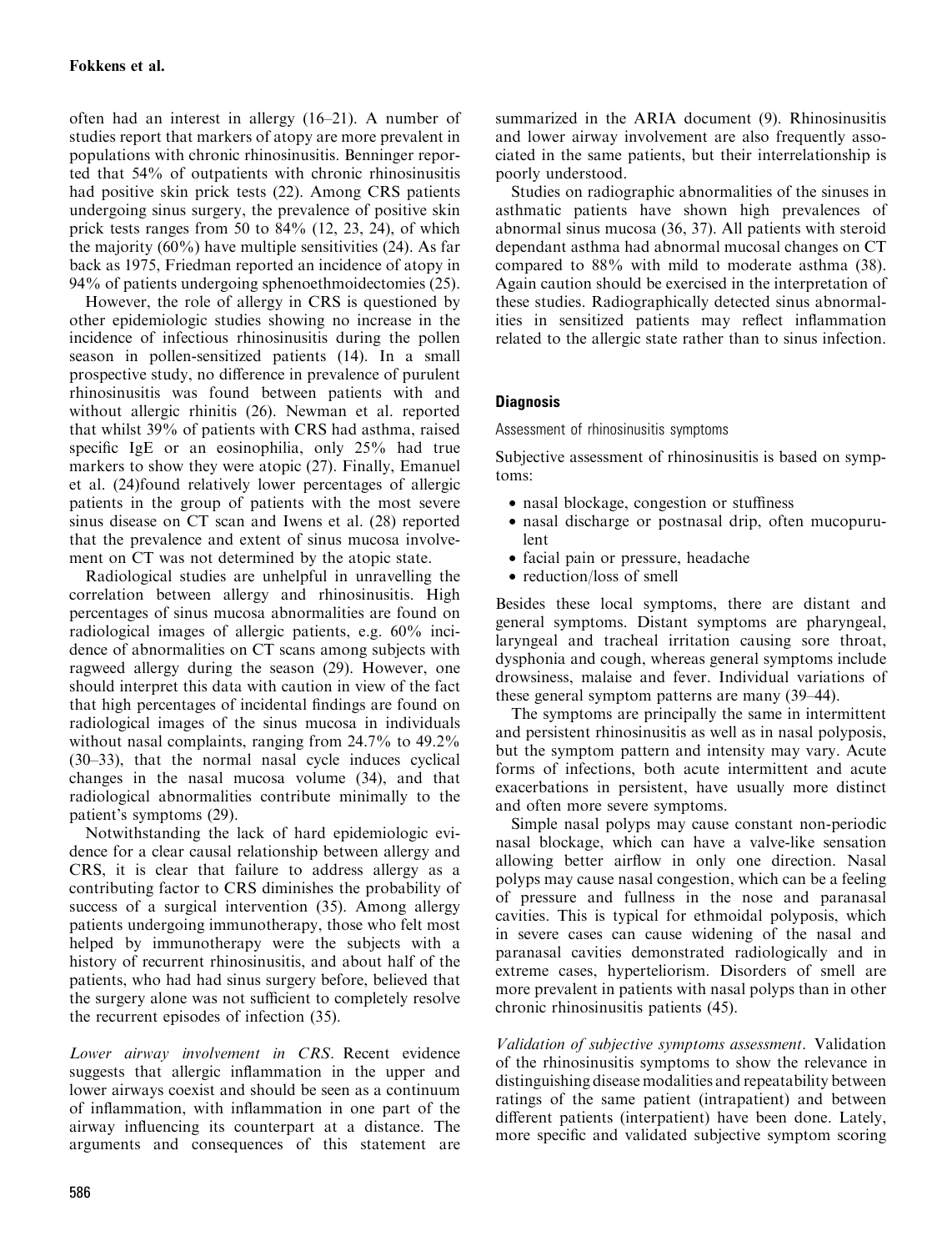often had an interest in allergy (16–21). A number of studies report that markers of atopy are more prevalent in populations with chronic rhinosinusitis. Benninger reported that 54% of outpatients with chronic rhinosinusitis had positive skin prick tests (22). Among CRS patients undergoing sinus surgery, the prevalence of positive skin prick tests ranges from 50 to 84% (12, 23, 24), of which the majority (60%) have multiple sensitivities (24). As far back as 1975, Friedman reported an incidence of atopy in 94% of patients undergoing sphenoethmoidectomies (25).

However, the role of allergy in CRS is questioned by other epidemiologic studies showing no increase in the incidence of infectious rhinosinusitis during the pollen season in pollen-sensitized patients (14). In a small prospective study, no difference in prevalence of purulent rhinosinusitis was found between patients with and without allergic rhinitis (26). Newman et al. reported that whilst 39% of patients with CRS had asthma, raised specific IgE or an eosinophilia, only 25% had true markers to show they were atopic (27). Finally, Emanuel et al. (24)found relatively lower percentages of allergic patients in the group of patients with the most severe sinus disease on CT scan and Iwens et al. (28) reported that the prevalence and extent of sinus mucosa involvement on CT was not determined by the atopic state.

Radiological studies are unhelpful in unravelling the correlation between allergy and rhinosinusitis. High percentages of sinus mucosa abnormalities are found on radiological images of allergic patients, e.g. 60% incidence of abnormalities on CT scans among subjects with ragweed allergy during the season (29). However, one should interpret this data with caution in view of the fact that high percentages of incidental findings are found on radiological images of the sinus mucosa in individuals without nasal complaints, ranging from 24.7% to 49.2% (30–33), that the normal nasal cycle induces cyclical changes in the nasal mucosa volume (34), and that radiological abnormalities contribute minimally to the patient's symptoms (29).

Notwithstanding the lack of hard epidemiologic evidence for a clear causal relationship between allergy and CRS, it is clear that failure to address allergy as a contributing factor to CRS diminishes the probability of success of a surgical intervention (35). Among allergy patients undergoing immunotherapy, those who felt most helped by immunotherapy were the subjects with a history of recurrent rhinosinusitis, and about half of the patients, who had had sinus surgery before, believed that the surgery alone was not sufficient to completely resolve the recurrent episodes of infection (35).

*Lower airway involvement in CRS*. Recent evidence suggests that allergic inflammation in the upper and lower airways coexist and should be seen as a continuum of inflammation, with inflammation in one part of the airway influencing its counterpart at a distance. The arguments and consequences of this statement are summarized in the ARIA document (9). Rhinosinusitis and lower airway involvement are also frequently associated in the same patients, but their interrelationship is poorly understood.

Studies on radiographic abnormalities of the sinuses in asthmatic patients have shown high prevalences of abnormal sinus mucosa (36, 37). All patients with steroid dependant asthma had abnormal mucosal changes on CT compared to 88% with mild to moderate asthma (38). Again caution should be exercised in the interpretation of these studies. Radiographically detected sinus abnormalities in sensitized patients may reflect inflammation related to the allergic state rather than to sinus infection.

## Diagnosis

### Assessment of rhinosinusitis symptoms

Subjective assessment of rhinosinusitis is based on symptoms:

- nasal blockage, congestion or stuffiness
- nasal discharge or postnasal drip, often mucopurulent
- facial pain or pressure, headache
- reduction/loss of smell

Besides these local symptoms, there are distant and general symptoms. Distant symptoms are pharyngeal, laryngeal and tracheal irritation causing sore throat, dysphonia and cough, whereas general symptoms include drowsiness, malaise and fever. Individual variations of these general symptom patterns are many (39–44).

The symptoms are principally the same in intermittent and persistent rhinosinusitis as well as in nasal polyposis, but the symptom pattern and intensity may vary. Acute forms of infections, both acute intermittent and acute exacerbations in persistent, have usually more distinct and often more severe symptoms.

Simple nasal polyps may cause constant non-periodic nasal blockage, which can have a valve-like sensation allowing better airflow in only one direction. Nasal polyps may cause nasal congestion, which can be a feeling of pressure and fullness in the nose and paranasal cavities. This is typical for ethmoidal polyposis, which in severe cases can cause widening of the nasal and paranasal cavities demonstrated radiologically and in extreme cases, hyperteliorism. Disorders of smell are more prevalent in patients with nasal polyps than in other chronic rhinosinusitis patients (45).

*Validation of subjective symptoms assessment*. Validation of the rhinosinusitis symptoms to show the relevance in distinguishing disease modalities and repeatability between ratings of the same patient (intrapatient) and between different patients (interpatient) have been done. Lately, more specific and validated subjective symptom scoring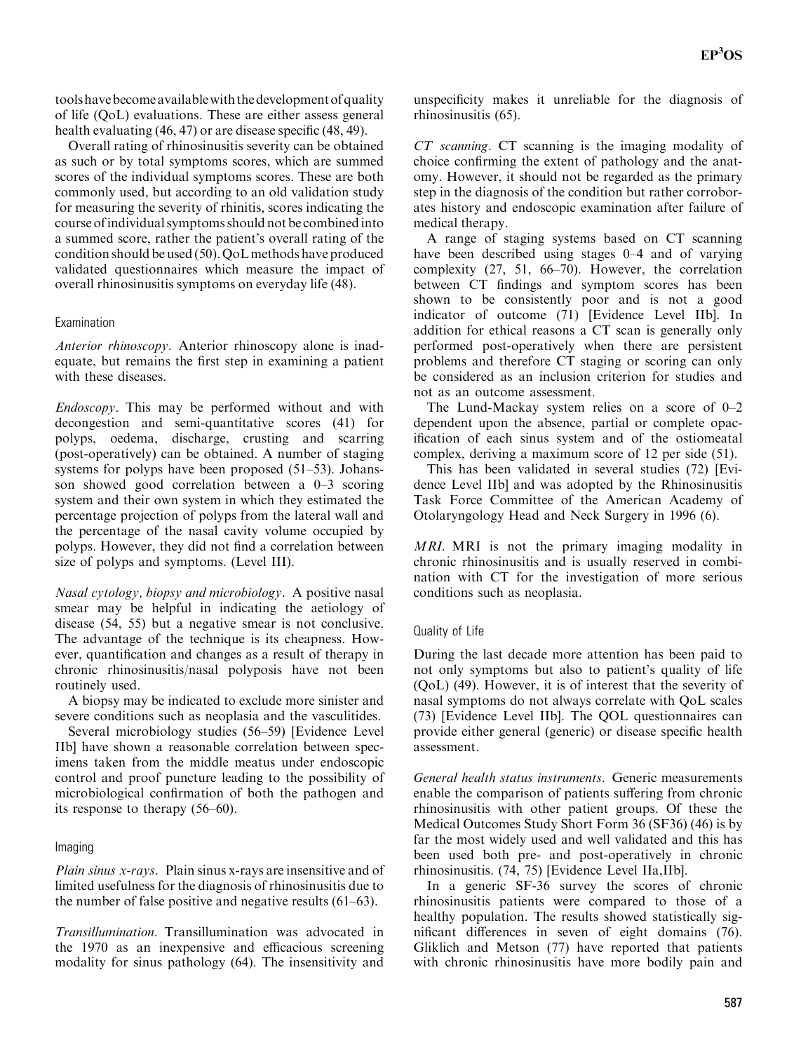tools have become available with the development of quality of life (QoL) evaluations. These are either assess general health evaluating (46, 47) or are disease specific (48, 49).

Overall rating of rhinosinusitis severity can be obtained as such or by total symptoms scores, which are summed scores of the individual symptoms scores. These are both commonly used, but according to an old validation study for measuring the severity of rhinitis, scores indicating the course of individual symptoms should not be combined into a summed score, rather the patient's overall rating of the condition should be used (50). QoL methods have produced validated questionnaires which measure the impact of overall rhinosinusitis symptoms on everyday life (48).

### Examination

*Anterior rhinoscopy*. Anterior rhinoscopy alone is inadequate, but remains the first step in examining a patient with these diseases.

*Endoscopy*. This may be performed without and with decongestion and semi-quantitative scores (41) for polyps, oedema, discharge, crusting and scarring (post-operatively) can be obtained. A number of staging systems for polyps have been proposed (51–53). Johansson showed good correlation between a 0–3 scoring system and their own system in which they estimated the percentage projection of polyps from the lateral wall and the percentage of the nasal cavity volume occupied by polyps. However, they did not find a correlation between size of polyps and symptoms. (Level III).

*Nasal cytology, biopsy and microbiology*. A positive nasal smear may be helpful in indicating the aetiology of disease (54, 55) but a negative smear is not conclusive. The advantage of the technique is its cheapness. However, quantification and changes as a result of therapy in chronic rhinosinusitis/nasal polyposis have not been routinely used.

A biopsy may be indicated to exclude more sinister and severe conditions such as neoplasia and the vasculitides.

Several microbiology studies (56–59) [Evidence Level IIb] have shown a reasonable correlation between specimens taken from the middle meatus under endoscopic control and proof puncture leading to the possibility of microbiological confirmation of both the pathogen and its response to therapy (56–60).

### Imaging

*Plain sinus x-rays*. Plain sinus x-rays are insensitive and of limited usefulness for the diagnosis of rhinosinusitis due to the number of false positive and negative results (61–63).

*Transillumination*. Transillumination was advocated in the 1970 as an inexpensive and efficacious screening modality for sinus pathology (64). The insensitivity and unspecificity makes it unreliable for the diagnosis of rhinosinusitis (65).

*CT scanning*. CT scanning is the imaging modality of choice confirming the extent of pathology and the anatomy. However, it should not be regarded as the primary step in the diagnosis of the condition but rather corroborates history and endoscopic examination after failure of medical therapy.

A range of staging systems based on CT scanning have been described using stages 0–4 and of varying complexity (27, 51, 66–70). However, the correlation between CT findings and symptom scores has been shown to be consistently poor and is not a good indicator of outcome (71) [Evidence Level IIb]. In addition for ethical reasons a CT scan is generally only performed post-operatively when there are persistent problems and therefore CT staging or scoring can only be considered as an inclusion criterion for studies and not as an outcome assessment.

The Lund-Mackay system relies on a score of 0–2 dependent upon the absence, partial or complete opacification of each sinus system and of the ostiomeatal complex, deriving a maximum score of 12 per side (51).

This has been validated in several studies (72) [Evidence Level IIb] and was adopted by the Rhinosinusitis Task Force Committee of the American Academy of Otolaryngology Head and Neck Surgery in 1996 (6).

*MRI*. MRI is not the primary imaging modality in chronic rhinosinusitis and is usually reserved in combination with CT for the investigation of more serious conditions such as neoplasia.

### Quality of Life

During the last decade more attention has been paid to not only symptoms but also to patient's quality of life (QoL) (49). However, it is of interest that the severity of nasal symptoms do not always correlate with QoL scales (73) [Evidence Level IIb]. The QOL questionnaires can provide either general (generic) or disease specific health assessment.

*General health status instruments*. Generic measurements enable the comparison of patients suffering from chronic rhinosinusitis with other patient groups. Of these the Medical Outcomes Study Short Form 36 (SF36) (46) is by far the most widely used and well validated and this has been used both pre- and post-operatively in chronic rhinosinusitis. (74, 75) [Evidence Level IIa,IIb].

In a generic SF-36 survey the scores of chronic rhinosinusitis patients were compared to those of a healthy population. The results showed statistically significant differences in seven of eight domains (76). Gliklich and Metson (77) have reported that patients with chronic rhinosinusitis have more bodily pain and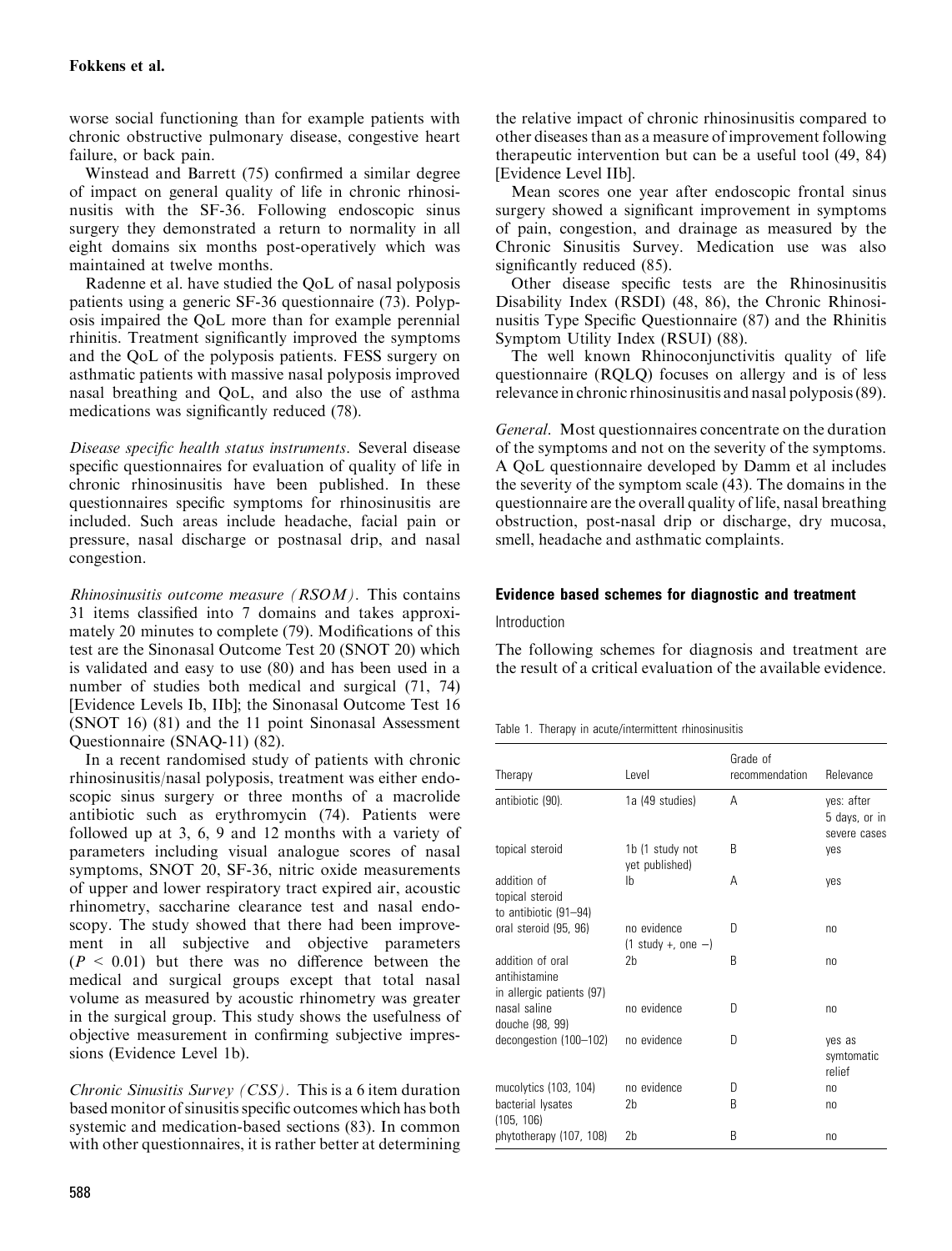worse social functioning than for example patients with chronic obstructive pulmonary disease, congestive heart failure, or back pain.

Winstead and Barrett (75) confirmed a similar degree of impact on general quality of life in chronic rhinosinusitis with the SF-36. Following endoscopic sinus surgery they demonstrated a return to normality in all eight domains six months post-operatively which was maintained at twelve months.

Radenne et al. have studied the QoL of nasal polyposis patients using a generic SF-36 questionnaire (73). Polyposis impaired the QoL more than for example perennial rhinitis. Treatment significantly improved the symptoms and the QoL of the polyposis patients. FESS surgery on asthmatic patients with massive nasal polyposis improved nasal breathing and QoL, and also the use of asthma medications was significantly reduced (78).

*Disease specific health status instruments*. Several disease specific questionnaires for evaluation of quality of life in chronic rhinosinusitis have been published. In these questionnaires specific symptoms for rhinosinusitis are included. Such areas include headache, facial pain or pressure, nasal discharge or postnasal drip, and nasal congestion.

*Rhinosinusitis outcome measure (RSOM)*. This contains 31 items classified into 7 domains and takes approximately 20 minutes to complete (79). Modifications of this test are the Sinonasal Outcome Test 20 (SNOT 20) which is validated and easy to use (80) and has been used in a number of studies both medical and surgical (71, 74) [Evidence Levels Ib, IIb]; the Sinonasal Outcome Test 16 (SNOT 16) (81) and the 11 point Sinonasal Assessment Questionnaire (SNAQ-11) (82).

In a recent randomised study of patients with chronic rhinosinusitis/nasal polyposis, treatment was either endoscopic sinus surgery or three months of a macrolide antibiotic such as erythromycin (74). Patients were followed up at 3, 6, 9 and 12 months with a variety of parameters including visual analogue scores of nasal symptoms, SNOT 20, SF-36, nitric oxide measurements of upper and lower respiratory tract expired air, acoustic rhinometry, saccharine clearance test and nasal endoscopy. The study showed that there had been improvement in all subjective and objective parameters ($P < 0.01$) but there was no difference between the medical and surgical groups except that total nasal volume as measured by acoustic rhinometry was greater in the surgical group. This study shows the usefulness of objective measurement in confirming subjective impressions (Evidence Level 1b).

*Chronic Sinusitis Survey (CSS)*. This is a 6 item duration based monitor of sinusitis specific outcomes which has both systemic and medication-based sections (83). In common with other questionnaires, it is rather better at determining the relative impact of chronic rhinosinusitis compared to other diseases than as a measure of improvement following therapeutic intervention but can be a useful tool (49, 84) [Evidence Level IIb].

Mean scores one year after endoscopic frontal sinus surgery showed a significant improvement in symptoms of pain, congestion, and drainage as measured by the Chronic Sinusitis Survey. Medication use was also significantly reduced (85).

Other disease specific tests are the Rhinosinusitis Disability Index (RSDI) (48, 86), the Chronic Rhinosinusitis Type Specific Questionnaire (87) and the Rhinitis Symptom Utility Index (RSUI) (88).

The well known Rhinoconjunctivitis quality of life questionnaire (RQLQ) focuses on allergy and is of less relevance in chronic rhinosinusitis and nasal polyposis (89).

*General*. Most questionnaires concentrate on the duration of the symptoms and not on the severity of the symptoms. A QoL questionnaire developed by Damm et al includes the severity of the symptom scale (43). The domains in the questionnaire are the overall quality of life, nasal breathing obstruction, post-nasal drip or discharge, dry mucosa, smell, headache and asthmatic complaints.

## Evidence based schemes for diagnostic and treatment

### Introduction

The following schemes for diagnosis and treatment are the result of a critical evaluation of the available evidence.

Table 1. Therapy in acute/intermittent rhinosinusitis

| Therapy | Level | Grade of recommendation | Relevance |
|---|---|---|---|
| antibiotic (90). | 1a (49 studies) | A | yes: after 5 days, or in severe cases |
| topical steroid | 1b (1 study not yet published) | B | yes |
| addition of topical steroid to antibiotic (91–94) | Ib | A | yes |
| oral steroid (95, 96) | no evidence (1 study +, one −) | D | no |
| addition of oral antihistamine in allergic patients (97) | 2b | B | no |
| nasal saline douche (98, 99) | no evidence | D | no |
| decongestion (100–102) | no evidence | D | yes as symtomatic relief |
| mucolytics (103, 104) | no evidence | D | no |
| bacterial lysates (105, 106) | 2b | B | no |
| phytotherapy (107, 108) | 2b | B | no |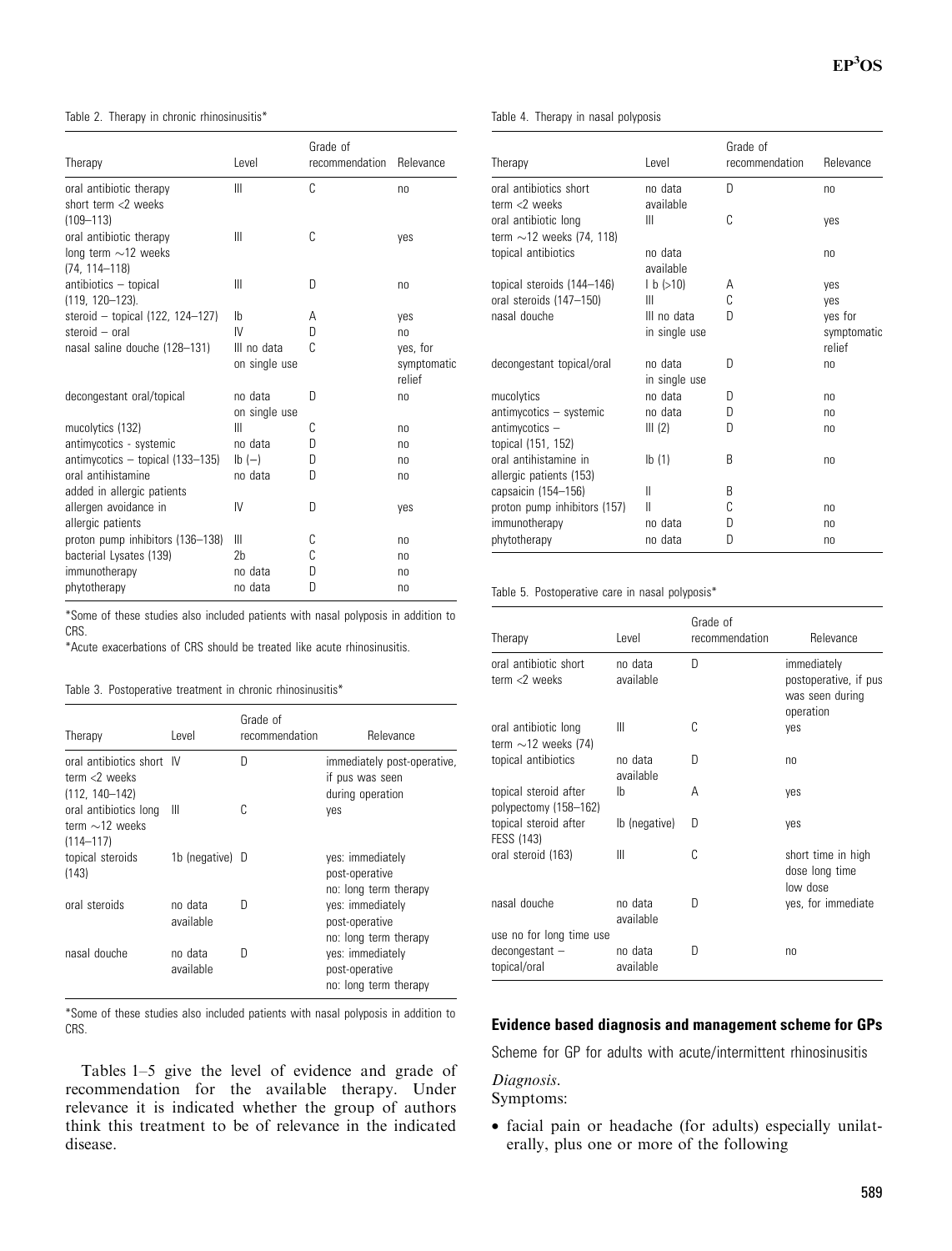Table 2. Therapy in chronic rhinosinusitis*

| Therapy | Level | Grade of recommendation | Relevance |
|---|---|---|---|
| oral antibiotic therapy short term <2 weeks (109–113) | III | C | no |
| oral antibiotic therapy long term ∼12 weeks (74, 114–118) | III | C | yes |
| antibiotics – topical (119, 120–123). | III | D | no |
| steroid – topical (122, 124–127) | Ib | A | yes |
| steroid – oral | IV | D | no |
| nasal saline douche (128–131) | III no data on single use | C | yes, for symptomatic relief |
| decongestant oral/topical | no data on single use | D | no |
| mucolytics (132) | III | C | no |
| antimycotics - systemic | no data | D | no |
| antimycotics – topical (133–135) | Ib (–) | D | no |
| oral antihistamine added in allergic patients | no data | D | no |
| allergen avoidance in allergic patients | IV | D | yes |
| proton pump inhibitors (136–138) | III | C | no |
| bacterial Lysates (139) | 2b | C | no |
| immunotherapy | no data | D | no |
| phytotherapy | no data | D | no |

*Some of these studies also included patients with nasal polyposis in addition to CRS.
*Acute exacerbations of CRS should be treated like acute rhinosinusitis.

Table 3. Postoperative treatment in chronic rhinosinusitis*

| Therapy | Level | Grade of recommendation | Relevance |
|---|---|---|---|
| oral antibiotics short term <2 weeks (112, 140–142) | IV | D | immediately post-operative, if pus was seen during operation |
| oral antibiotics long term ∼12 weeks (114–117) | III | C | yes |
| topical steroids (143) | 1b (negative) | D | yes: immediately post-operative no: long term therapy |
| oral steroids | no data available | D | yes: immediately post-operative no: long term therapy |
| nasal douche | no data available | D | yes: immediately post-operative no: long term therapy |

*Some of these studies also included patients with nasal polyposis in addition to CRS.

Tables 1–5 give the level of evidence and grade of recommendation for the available therapy. Under relevance it is indicated whether the group of authors think this treatment to be of relevance in the indicated disease.

Table 4. Therapy in nasal polyposis

| Therapy | Level | Grade of recommendation | Relevance |
|---|---|---|---|
| oral antibiotics short term <2 weeks | no data available | D | no |
| oral antibiotic long term ∼12 weeks (74, 118) | III | C | yes |
| topical antibiotics | no data available | | no |
| topical steroids (144–146) | I b (>10) | A | yes |
| oral steroids (147–150) | III | C | yes |
| nasal douche | III no data in single use | D | yes for symptomatic relief |
| decongestant topical/oral | no data in single use | D | no |
| mucolytics | no data | D | no |
| antimycotics – systemic | no data | D | no |
| antimycotics – topical (151, 152) | III (2) | D | no |
| oral antihistamine in allergic patients (153) | Ib (1) | B | no |
| capsaicin (154–156) | II | B | |
| proton pump inhibitors (157) | II | C | no |
| immunotherapy | no data | D | no |
| phytotherapy | no data | D | no |

Table 5. Postoperative care in nasal polyposis*

| Therapy | Level | Grade of recommendation | Relevance |
|---|---|---|---|
| oral antibiotic short term <2 weeks | no data available | D | immediately postoperative, if pus was seen during operation |
| oral antibiotic long term ∼12 weeks (74) | III | C | yes |
| topical antibiotics | no data available | D | no |
| topical steroid after polypectomy (158–162) | Ib | A | yes |
| topical steroid after FESS (143) | Ib (negative) | D | yes |
| oral steroid (163) | III | C | short time in high dose long time low dose |
| nasal douche | no data available | D | yes, for immediate |
| use no for long time use | | | |
| decongestant – topical/oral | no data available | D | no |

## Evidence based diagnosis and management scheme for GPs

Scheme for GP for adults with acute/intermittent rhinosinusitis

*Diagnosis.*
Symptoms:

- facial pain or headache (for adults) especially unilaterally, plus one or more of the following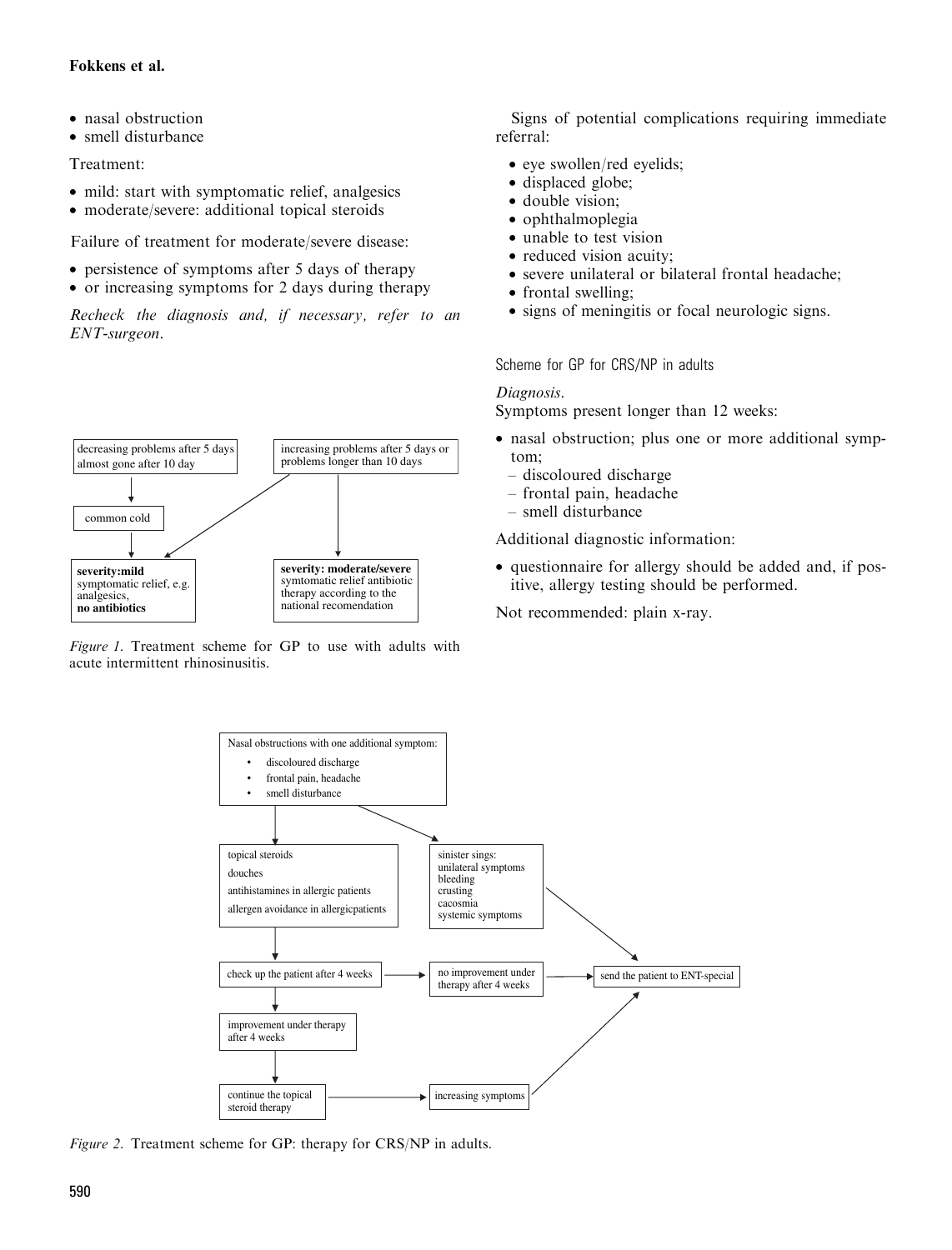- nasal obstruction
- smell disturbance

Treatment:

- mild: start with symptomatic relief, analgesics
- moderate/severe: additional topical steroids

Failure of treatment for moderate/severe disease:

- persistence of symptoms after 5 days of therapy
- or increasing symptoms for 2 days during therapy

*Recheck the diagnosis and, if necessary, refer to an ENT-surgeon.*

decreasing problems after 5 days almost gone after 10 day → common cold → **severity:mild** symptomatic relief, e.g. analgesics, **no antibiotics**

increasing problems after 5 days or problems longer than 10 days → **severity:mild** / **severity: moderate/severe** symtomatic relief antibiotic therapy according to the national recomendation

*Figure 1.* Treatment scheme for GP to use with adults with acute intermittent rhinosinusitis.

Signs of potential complications requiring immediate referral:

- eye swollen/red eyelids;
- displaced globe;
- double vision;
- ophthalmoplegia
- unable to test vision
- reduced vision acuity;
- severe unilateral or bilateral frontal headache;
- frontal swelling;
- signs of meningitis or focal neurologic signs.

### Scheme for GP for CRS/NP in adults

*Diagnosis.*
Symptoms present longer than 12 weeks:

- nasal obstruction; plus one or more additional symptom;
  - discoloured discharge
  - frontal pain, headache
  - smell disturbance

Additional diagnostic information:

- questionnaire for allergy should be added and, if positive, allergy testing should be performed.

Not recommended: plain x-ray.

Nasal obstructions with one additional symptom:
- discoloured discharge
- frontal pain, headache
- smell disturbance

→ topical steroids, douches, antihistamines in allergic patients, allergen avoidance in allergicpatients → check up the patient after 4 weeks → improvement under therapy after 4 weeks → continue the topical steroid therapy → increasing symptoms → send the patient to ENT-special

→ sinister sings: unilateral symptoms, bleeding, crusting, cacosmia, systemic symptoms → send the patient to ENT-special

check up the patient after 4 weeks → no improvement under therapy after 4 weeks → send the patient to ENT-special

*Figure 2.* Treatment scheme for GP: therapy for CRS/NP in adults.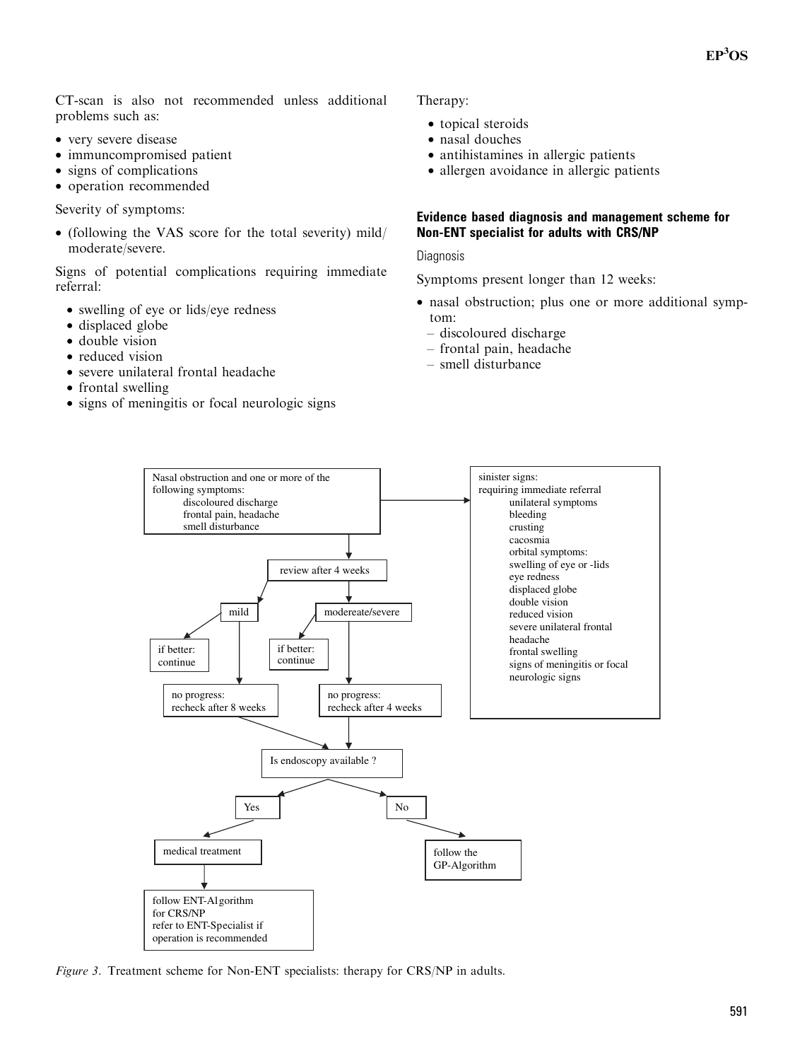CT-scan is also not recommended unless additional problems such as:

- very severe disease
- immuncompromised patient
- signs of complications
- operation recommended

Severity of symptoms:

- (following the VAS score for the total severity) mild/moderate/severe.

Signs of potential complications requiring immediate referral:

- swelling of eye or lids/eye redness
- displaced globe
- double vision
- reduced vision
- severe unilateral frontal headache
- frontal swelling
- signs of meningitis or focal neurologic signs

Therapy:

- topical steroids
- nasal douches
- antihistamines in allergic patients
- allergen avoidance in allergic patients

### Evidence based diagnosis and management scheme for Non-ENT specialist for adults with CRS/NP

Diagnosis

Symptoms present longer than 12 weeks:

- nasal obstruction; plus one or more additional symptom:
  - discoloured discharge
  - frontal pain, headache
  - smell disturbance

```
Nasal obstruction and one or more of the following symptoms:
    discoloured discharge
    frontal pain, headache
    smell disturbance
  -> sinister signs: requiring immediate referral
       unilateral symptoms
       bleeding
       crusting
       cacosmia
       orbital symptoms:
       swelling of eye or -lids
       eye redness
       displaced globe
       double vision
       reduced vision
       severe unilateral frontal headache
       frontal swelling
       signs of meningitis or focal neurologic signs
  -> review after 4 weeks
       -> mild
            -> if better: continue
            -> no progress: recheck after 8 weeks -> Is endoscopy available ?
       -> modereate/severe
            -> if better: continue
            -> no progress: recheck after 4 weeks -> Is endoscopy available ?

Is endoscopy available ?
  -> Yes -> medical treatment
            -> follow ENT-Algorithm for CRS/NP
               refer to ENT-Specialist if operation is recommended
  -> No  -> follow the GP-Algorithm
```

*Figure 3.* Treatment scheme for Non-ENT specialists: therapy for CRS/NP in adults.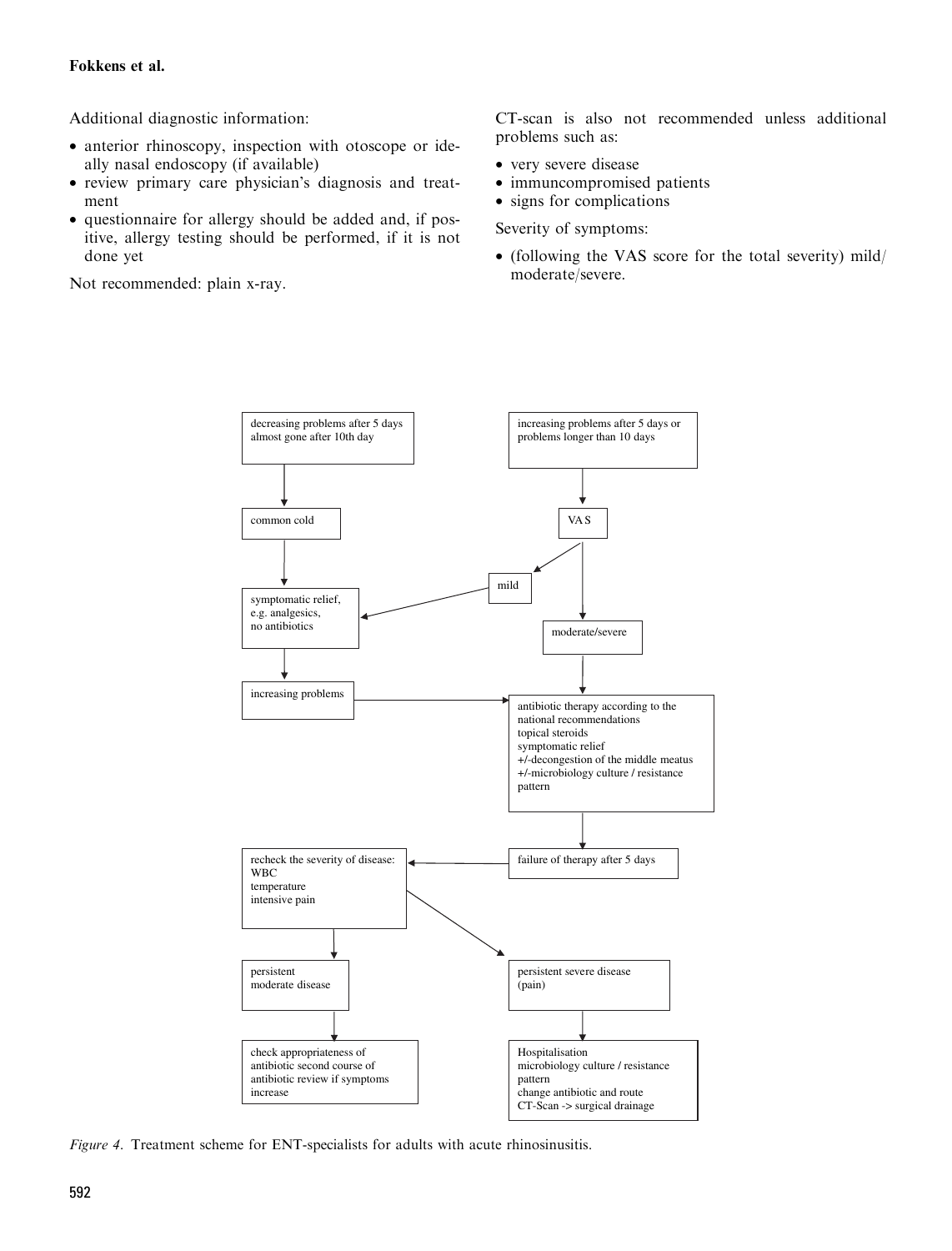Additional diagnostic information:

- anterior rhinoscopy, inspection with otoscope or ideally nasal endoscopy (if available)
- review primary care physician's diagnosis and treatment
- questionnaire for allergy should be added and, if positive, allergy testing should be performed, if it is not done yet

Not recommended: plain x-ray.

CT-scan is also not recommended unless additional problems such as:

- very severe disease
- immuncompromised patients
- signs for complications

Severity of symptoms:

- (following the VAS score for the total severity) mild/moderate/severe.

decreasing problems after 5 days almost gone after 10th day → common cold → symptomatic relief, e.g. analgesics, no antibiotics → increasing problems → antibiotic therapy according to the national recommendations

increasing problems after 5 days or problems longer than 10 days → VAS → mild → symptomatic relief, e.g. analgesics, no antibiotics

VAS → moderate/severe → antibiotic therapy according to the national recommendations, topical steroids, symptomatic relief, +/-decongestion of the middle meatus, +/-microbiology culture / resistance pattern → failure of therapy after 5 days → recheck the severity of disease: WBC, temperature, intensive pain

recheck the severity of disease → persistent moderate disease → check appropriateness of antibiotic second course of antibiotic review if symptoms increase

recheck the severity of disease → persistent severe disease (pain) → Hospitalisation, microbiology culture / resistance pattern, change antibiotic and route, CT-Scan -> surgical drainage

*Figure 4.* Treatment scheme for ENT-specialists for adults with acute rhinosinusitis.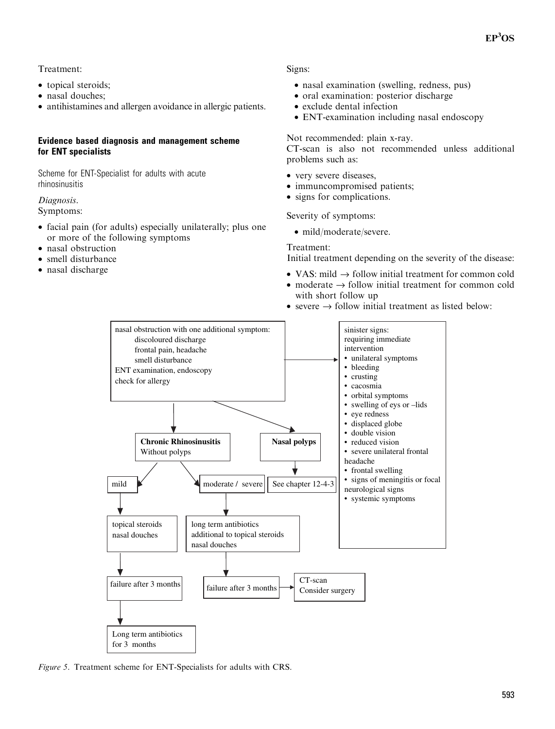Treatment:

- topical steroids;
- nasal douches;
- antihistamines and allergen avoidance in allergic patients.

**Evidence based diagnosis and management scheme for ENT specialists**

Scheme for ENT-Specialist for adults with acute rhinosinusitis

*Diagnosis.*
Symptoms:

- facial pain (for adults) especially unilaterally; plus one or more of the following symptoms
- nasal obstruction
- smell disturbance
- nasal discharge

Signs:

- nasal examination (swelling, redness, pus)
- oral examination: posterior discharge
- exclude dental infection
- ENT-examination including nasal endoscopy

Not recommended: plain x-ray.
CT-scan is also not recommended unless additional problems such as:

- very severe diseases,
- immuncompromised patients;
- signs for complications.

Severity of symptoms:

- mild/moderate/severe.

Treatment:
Initial treatment depending on the severity of the disease:

- VAS: mild → follow initial treatment for common cold
- moderate → follow initial treatment for common cold with short follow up
- severe → follow initial treatment as listed below:

nasal obstruction with one additional symptom:
discoloured discharge
frontal pain, headache
smell disturbance
ENT examination, endoscopy
check for allergy

→ sinister signs: requiring immediate intervention
- unilateral symptoms
- bleeding
- crusting
- cacosmia
- orbital symptoms
- swelling of eys or –lids
- eye redness
- displaced globe
- double vision
- reduced vision
- severe unilateral frontal headache
- frontal swelling
- signs of meningitis or focal neurological signs
- systemic symptoms

→ **Chronic Rhinosinusitis** Without polyps
- mild → topical steroids, nasal douches → failure after 3 months → Long term antibiotics for 3 months
- moderate / severe → long term antibiotics additional to topical steroids, nasal douches → failure after 3 months → CT-scan, Consider surgery

→ **Nasal polyps** → See chapter 12-4-3

*Figure 5.* Treatment scheme for ENT-Specialists for adults with CRS.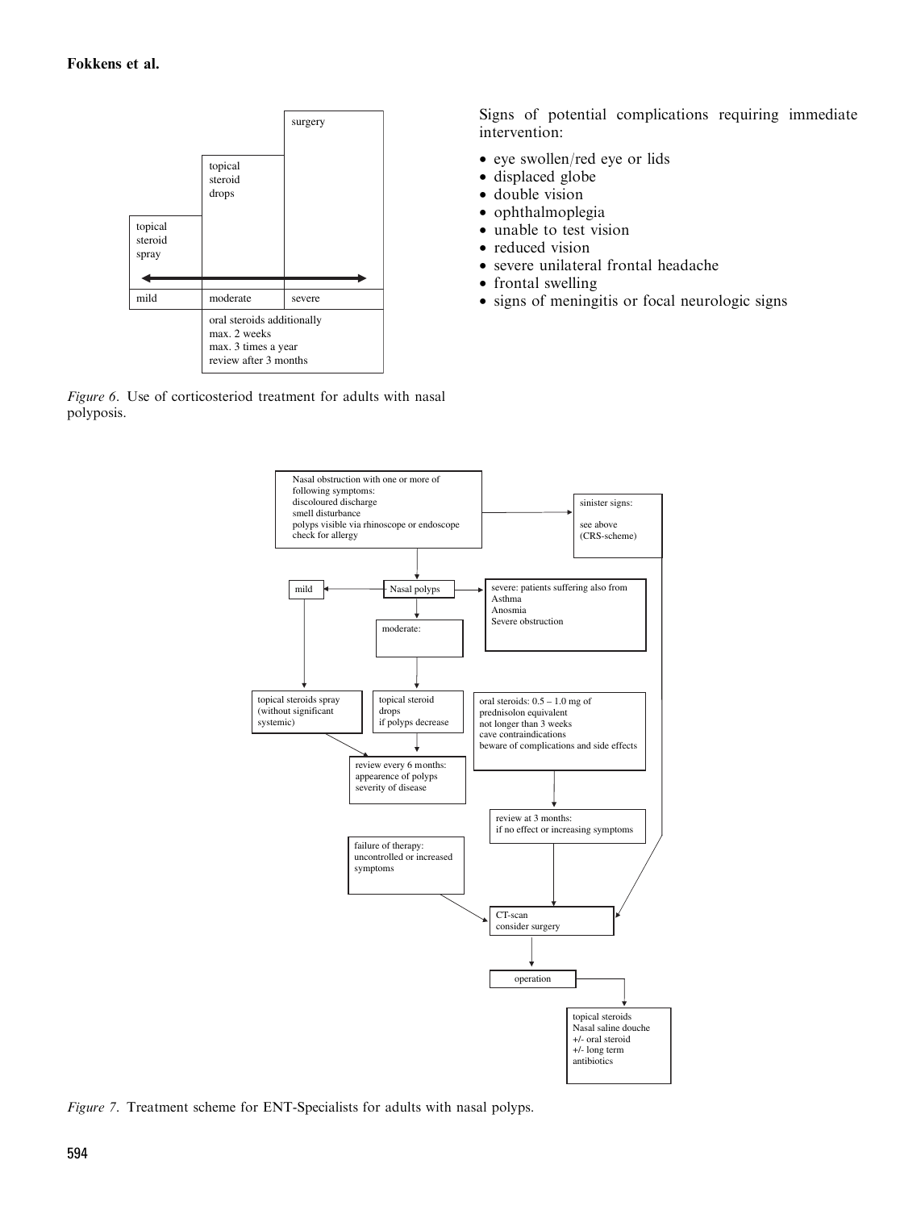| | | surgery |
|---|---|---|
| | topical steroid drops | |
| topical steroid spray | | |
| mild | moderate | severe |
| | oral steroids additionally max. 2 weeks max. 3 times a year review after 3 months | |

*Figure 6*. Use of corticosteriod treatment for adults with nasal polyposis.

Signs of potential complications requiring immediate intervention:

- eye swollen/red eye or lids
- displaced globe
- double vision
- ophthalmoplegia
- unable to test vision
- reduced vision
- severe unilateral frontal headache
- frontal swelling
- signs of meningitis or focal neurologic signs

Nasal obstruction with one or more of following symptoms:
discoloured discharge
smell disturbance
polyps visible via rhinoscope or endoscope
check for allergy

sinister signs:

see above
(CRS-scheme)

Nasal polyps

mild

moderate:

severe: patients suffering also from
Asthma
Anosmia
Severe obstruction

topical steroids spray (without significant systemic)

topical steroid drops
if polyps decrease

oral steroids: 0.5 – 1.0 mg of prednisolon equivalent
not longer than 3 weeks
cave contraindications
beware of complications and side effects

review every 6 months:
appearence of polyps
severity of disease

review at 3 months:
if no effect or increasing symptoms

failure of therapy:
uncontrolled or increased symptoms

CT-scan
consider surgery

operation

topical steroids
Nasal saline douche
+/- oral steroid
+/- long term antibiotics

*Figure 7*. Treatment scheme for ENT-Specialists for adults with nasal polyps.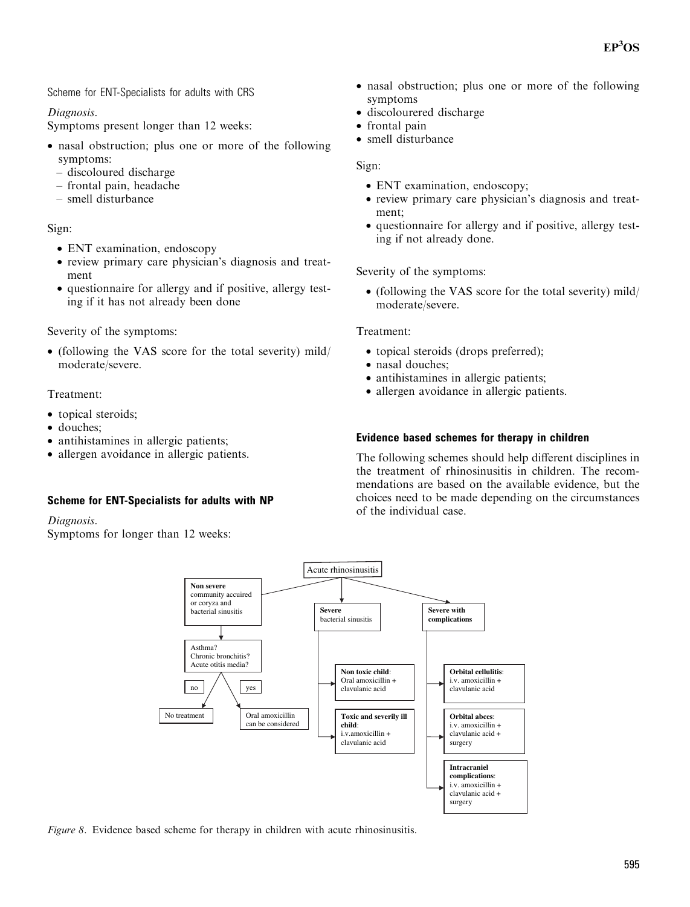Scheme for ENT-Specialists for adults with CRS

*Diagnosis*.
Symptoms present longer than 12 weeks:

- nasal obstruction; plus one or more of the following symptoms:
  - discoloured discharge
  - frontal pain, headache
  - smell disturbance

Sign:

- ENT examination, endoscopy
- review primary care physician's diagnosis and treatment
- questionnaire for allergy and if positive, allergy testing if it has not already been done

Severity of the symptoms:

- (following the VAS score for the total severity) mild/moderate/severe.

Treatment:

- topical steroids;
- douches;
- antihistamines in allergic patients;
- allergen avoidance in allergic patients.

### Scheme for ENT-Specialists for adults with NP

*Diagnosis*.
Symptoms for longer than 12 weeks:

- nasal obstruction; plus one or more of the following symptoms
- discolourered discharge
- frontal pain
- smell disturbance

Sign:

- ENT examination, endoscopy;
- review primary care physician's diagnosis and treatment;
- questionnaire for allergy and if positive, allergy testing if not already done.

Severity of the symptoms:

- (following the VAS score for the total severity) mild/moderate/severe.

Treatment:

- topical steroids (drops preferred);
- nasal douches;
- antihistamines in allergic patients;
- allergen avoidance in allergic patients.

### Evidence based schemes for therapy in children

The following schemes should help different disciplines in the treatment of rhinosinusitis in children. The recommendations are based on the available evidence, but the choices need to be made depending on the circumstances of the individual case.

Acute rhinosinusitis

- **Non severe** community accuired or coryza and bacterial sinusitis
  - Asthma? Chronic bronchitis? Acute otitis media?
    - no → No treatment
    - yes → Oral amoxicillin can be considered
- **Severe** bacterial sinusitis
  - **Non toxic child**: Oral amoxicillin + clavulanic acid
  - **Toxic and severily ill child**: i.v.amoxicillin + clavulanic acid
- **Severe with complications**
  - **Orbital cellulitis**: i.v. amoxicillin + clavulanic acid
  - **Orbital abces**: i.v. amoxicillin + clavulanic acid + surgery
  - **Intracraniel complications**: i.v. amoxicillin + clavulanic acid + surgery

*Figure 8*. Evidence based scheme for therapy in children with acute rhinosinusitis.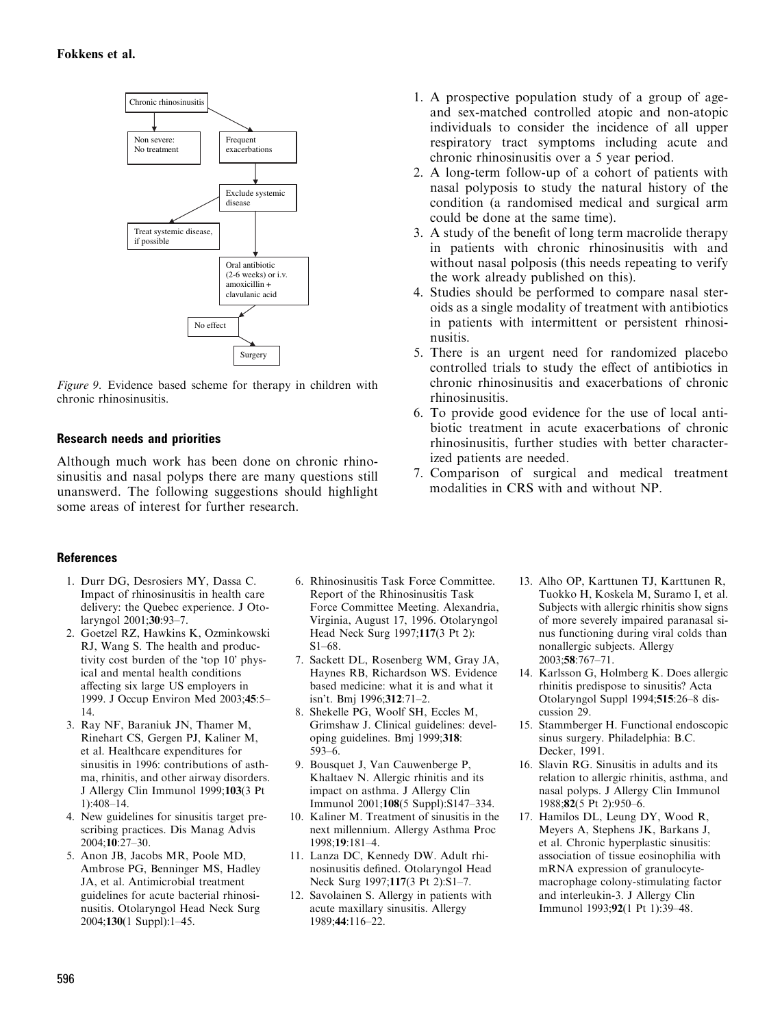Figure 9. Evidence based scheme for therapy in children with chronic rhinosinusitis.

## Research needs and priorities

Although much work has been done on chronic rhinosinusitis and nasal polyps there are many questions still unanswerd. The following suggestions should highlight some areas of interest for further research.

1. A prospective population study of a group of age- and sex-matched controlled atopic and non-atopic individuals to consider the incidence of all upper respiratory tract symptoms including acute and chronic rhinosinusitis over a 5 year period.
2. A long-term follow-up of a cohort of patients with nasal polyposis to study the natural history of the condition (a randomised medical and surgical arm could be done at the same time).
3. A study of the benefit of long term macrolide therapy in patients with chronic rhinosinusitis with and without nasal polposis (this needs repeating to verify the work already published on this).
4. Studies should be performed to compare nasal steroids as a single modality of treatment with antibiotics in patients with intermittent or persistent rhinosinusitis.
5. There is an urgent need for randomized placebo controlled trials to study the effect of antibiotics in chronic rhinosinusitis and exacerbations of chronic rhinosinusitis.
6. To provide good evidence for the use of local antibiotic treatment in acute exacerbations of chronic rhinosinusitis, further studies with better characterized patients are needed.
7. Comparison of surgical and medical treatment modalities in CRS with and without NP.

## References

1. Durr DG, Desrosiers MY, Dassa C. Impact of rhinosinusitis in health care delivery: the Quebec experience. J Otolaryngol 2001;**30**:93–7.
2. Goetzel RZ, Hawkins K, Ozminkowski RJ, Wang S. The health and productivity cost burden of the 'top 10' physical and mental health conditions affecting six large US employers in 1999. J Occup Environ Med 2003;**45**:5–14.
3. Ray NF, Baraniuk JN, Thamer M, Rinehart CS, Gergen PJ, Kaliner M, et al. Healthcare expenditures for sinusitis in 1996: contributions of asthma, rhinitis, and other airway disorders. J Allergy Clin Immunol 1999;**103**(3 Pt 1):408–14.
4. New guidelines for sinusitis target prescribing practices. Dis Manag Advis 2004;**10**:27–30.
5. Anon JB, Jacobs MR, Poole MD, Ambrose PG, Benninger MS, Hadley JA, et al. Antimicrobial treatment guidelines for acute bacterial rhinosinusitis. Otolaryngol Head Neck Surg 2004;**130**(1 Suppl):1–45.
6. Rhinosinusitis Task Force Committee. Report of the Rhinosinusitis Task Force Committee Meeting. Alexandria, Virginia, August 17, 1996. Otolaryngol Head Neck Surg 1997;**117**(3 Pt 2): S1–68.
7. Sackett DL, Rosenberg WM, Gray JA, Haynes RB, Richardson WS. Evidence based medicine: what it is and what it isn't. Bmj 1996;**312**:71–2.
8. Shekelle PG, Woolf SH, Eccles M, Grimshaw J. Clinical guidelines: developing guidelines. Bmj 1999;**318**: 593–6.
9. Bousquet J, Van Cauwenberge P, Khaltaev N. Allergic rhinitis and its impact on asthma. J Allergy Clin Immunol 2001;**108**(5 Suppl):S147–334.
10. Kaliner M. Treatment of sinusitis in the next millennium. Allergy Asthma Proc 1998;**19**:181–4.
11. Lanza DC, Kennedy DW. Adult rhinosinusitis defined. Otolaryngol Head Neck Surg 1997;**117**(3 Pt 2):S1–7.
12. Savolainen S. Allergy in patients with acute maxillary sinusitis. Allergy 1989;**44**:116–22.
13. Alho OP, Karttunen TJ, Karttunen R, Tuokko H, Koskela M, Suramo I, et al. Subjects with allergic rhinitis show signs of more severely impaired paranasal sinus functioning during viral colds than nonallergic subjects. Allergy 2003;**58**:767–71.
14. Karlsson G, Holmberg K. Does allergic rhinitis predispose to sinusitis? Acta Otolaryngol Suppl 1994;**515**:26–8 discussion 29.
15. Stammberger H. Functional endoscopic sinus surgery. Philadelphia: B.C. Decker, 1991.
16. Slavin RG. Sinusitis in adults and its relation to allergic rhinitis, asthma, and nasal polyps. J Allergy Clin Immunol 1988;**82**(5 Pt 2):950–6.
17. Hamilos DL, Leung DY, Wood R, Meyers A, Stephens JK, Barkans J, et al. Chronic hyperplastic sinusitis: association of tissue eosinophilia with mRNA expression of granulocyte-macrophage colony-stimulating factor and interleukin-3. J Allergy Clin Immunol 1993;**92**(1 Pt 1):39–48.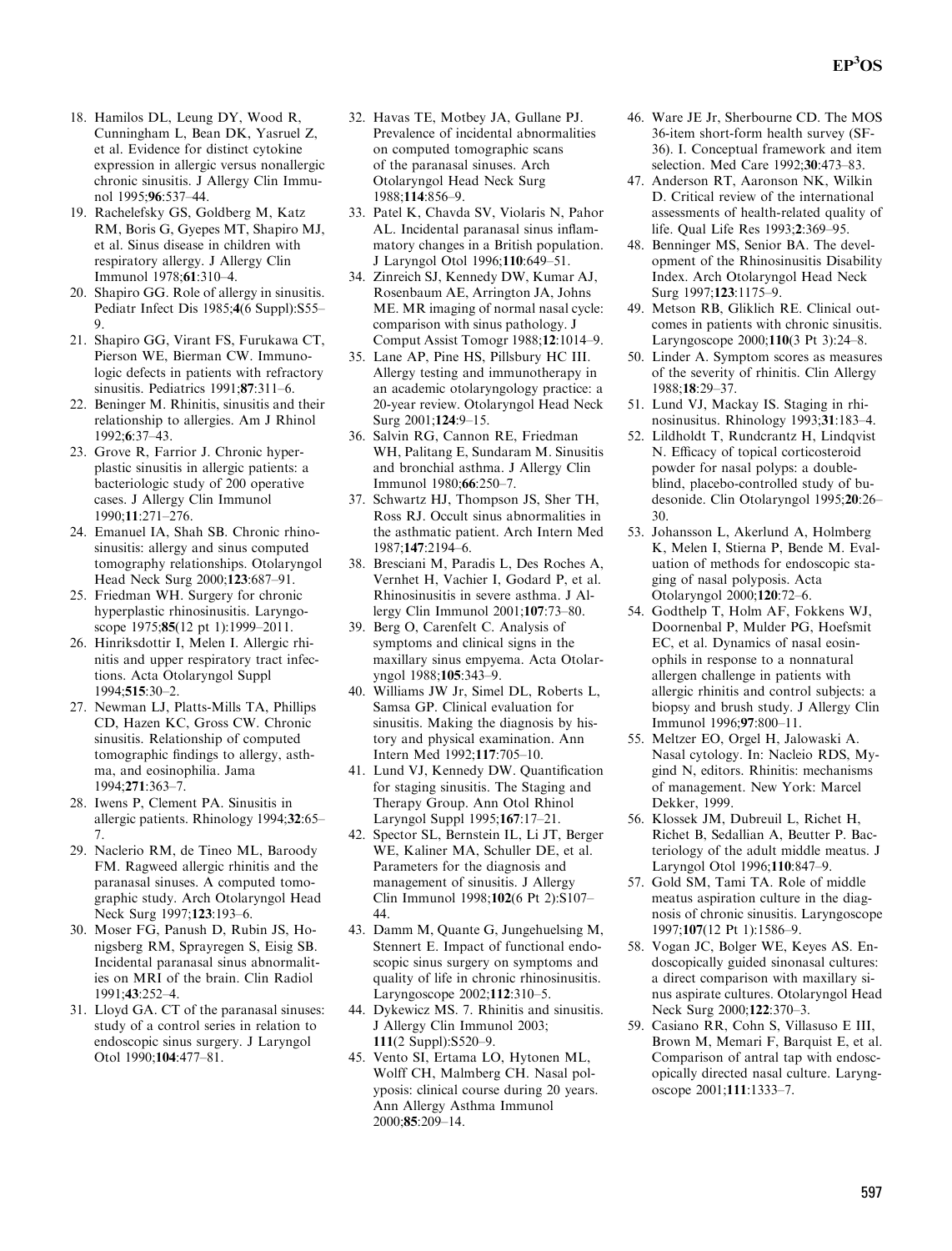18. Hamilos DL, Leung DY, Wood R, Cunningham L, Bean DK, Yasruel Z, et al. Evidence for distinct cytokine expression in allergic versus nonallergic chronic sinusitis. J Allergy Clin Immunol 1995;**96**:537–44.
19. Rachelefsky GS, Goldberg M, Katz RM, Boris G, Gyepes MT, Shapiro MJ, et al. Sinus disease in children with respiratory allergy. J Allergy Clin Immunol 1978;**61**:310–4.
20. Shapiro GG. Role of allergy in sinusitis. Pediatr Infect Dis 1985;**4**(6 Suppl):S55–9.
21. Shapiro GG, Virant FS, Furukawa CT, Pierson WE, Bierman CW. Immunologic defects in patients with refractory sinusitis. Pediatrics 1991;**87**:311–6.
22. Beninger M. Rhinitis, sinusitis and their relationship to allergies. Am J Rhinol 1992;**6**:37–43.
23. Grove R, Farrior J. Chronic hyperplastic sinusitis in allergic patients: a bacteriologic study of 200 operative cases. J Allergy Clin Immunol 1990;**11**:271–276.
24. Emanuel IA, Shah SB. Chronic rhinosinusitis: allergy and sinus computed tomography relationships. Otolaryngol Head Neck Surg 2000;**123**:687–91.
25. Friedman WH. Surgery for chronic hyperplastic rhinosinusitis. Laryngoscope 1975;**85**(12 pt 1):1999–2011.
26. Hinriksdottir I, Melen I. Allergic rhinitis and upper respiratory tract infections. Acta Otolaryngol Suppl 1994;**515**:30–2.
27. Newman LJ, Platts-Mills TA, Phillips CD, Hazen KC, Gross CW. Chronic sinusitis. Relationship of computed tomographic findings to allergy, asthma, and eosinophilia. Jama 1994;**271**:363–7.
28. Iwens P, Clement PA. Sinusitis in allergic patients. Rhinology 1994;**32**:65–7.
29. Naclerio RM, de Tineo ML, Baroody FM. Ragweed allergic rhinitis and the paranasal sinuses. A computed tomographic study. Arch Otolaryngol Head Neck Surg 1997;**123**:193–6.
30. Moser FG, Panush D, Rubin JS, Honigsberg RM, Sprayregen S, Eisig SB. Incidental paranasal sinus abnormalities on MRI of the brain. Clin Radiol 1991;**43**:252–4.
31. Lloyd GA. CT of the paranasal sinuses: study of a control series in relation to endoscopic sinus surgery. J Laryngol Otol 1990;**104**:477–81.
32. Havas TE, Motbey JA, Gullane PJ. Prevalence of incidental abnormalities on computed tomographic scans of the paranasal sinuses. Arch Otolaryngol Head Neck Surg 1988;**114**:856–9.
33. Patel K, Chavda SV, Violaris N, Pahor AL. Incidental paranasal sinus inflammatory changes in a British population. J Laryngol Otol 1996;**110**:649–51.
34. Zinreich SJ, Kennedy DW, Kumar AJ, Rosenbaum AE, Arrington JA, Johns ME. MR imaging of normal nasal cycle: comparison with sinus pathology. J Comput Assist Tomogr 1988;**12**:1014–9.
35. Lane AP, Pine HS, Pillsbury HC III. Allergy testing and immunotherapy in an academic otolaryngology practice: a 20-year review. Otolaryngol Head Neck Surg 2001;**124**:9–15.
36. Salvin RG, Cannon RE, Friedman WH, Palitang E, Sundaram M. Sinusitis and bronchial asthma. J Allergy Clin Immunol 1980;**66**:250–7.
37. Schwartz HJ, Thompson JS, Sher TH, Ross RJ. Occult sinus abnormalities in the asthmatic patient. Arch Intern Med 1987;**147**:2194–6.
38. Bresciani M, Paradis L, Des Roches A, Vernhet H, Vachier I, Godard P, et al. Rhinosinusitis in severe asthma. J Allergy Clin Immunol 2001;**107**:73–80.
39. Berg O, Carenfelt C. Analysis of symptoms and clinical signs in the maxillary sinus empyema. Acta Otolaryngol 1988;**105**:343–9.
40. Williams JW Jr, Simel DL, Roberts L, Samsa GP. Clinical evaluation for sinusitis. Making the diagnosis by history and physical examination. Ann Intern Med 1992;**117**:705–10.
41. Lund VJ, Kennedy DW. Quantification for staging sinusitis. The Staging and Therapy Group. Ann Otol Rhinol Laryngol Suppl 1995;**167**:17–21.
42. Spector SL, Bernstein IL, Li JT, Berger WE, Kaliner MA, Schuller DE, et al. Parameters for the diagnosis and management of sinusitis. J Allergy Clin Immunol 1998;**102**(6 Pt 2):S107–44.
43. Damm M, Quante G, Jungehuelsing M, Stennert E. Impact of functional endoscopic sinus surgery on symptoms and quality of life in chronic rhinosinusitis. Laryngoscope 2002;**112**:310–5.
44. Dykewicz MS. 7. Rhinitis and sinusitis. J Allergy Clin Immunol 2003; **111**(2 Suppl):S520–9.
45. Vento SI, Ertama LO, Hytonen ML, Wolff CH, Malmberg CH. Nasal polyposis: clinical course during 20 years. Ann Allergy Asthma Immunol 2000;**85**:209–14.
46. Ware JE Jr, Sherbourne CD. The MOS 36-item short-form health survey (SF-36). I. Conceptual framework and item selection. Med Care 1992;**30**:473–83.
47. Anderson RT, Aaronson NK, Wilkin D. Critical review of the international assessments of health-related quality of life. Qual Life Res 1993;**2**:369–95.
48. Benninger MS, Senior BA. The development of the Rhinosinusitis Disability Index. Arch Otolaryngol Head Neck Surg 1997;**123**:1175–9.
49. Metson RB, Gliklich RE. Clinical outcomes in patients with chronic sinusitis. Laryngoscope 2000;**110**(3 Pt 3):24–8.
50. Linder A. Symptom scores as measures of the severity of rhinitis. Clin Allergy 1988;**18**:29–37.
51. Lund VJ, Mackay IS. Staging in rhinosinusitus. Rhinology 1993;**31**:183–4.
52. Lildholdt T, Rundcrantz H, Lindqvist N. Efficacy of topical corticosteroid powder for nasal polyps: a double-blind, placebo-controlled study of budesonide. Clin Otolaryngol 1995;**20**:26–30.
53. Johansson L, Akerlund A, Holmberg K, Melen I, Stierna P, Bende M. Evaluation of methods for endoscopic staging of nasal polyposis. Acta Otolaryngol 2000;**120**:72–6.
54. Godthelp T, Holm AF, Fokkens WJ, Doornenbal P, Mulder PG, Hoefsmit EC, et al. Dynamics of nasal eosinophils in response to a nonnatural allergen challenge in patients with allergic rhinitis and control subjects: a biopsy and brush study. J Allergy Clin Immunol 1996;**97**:800–11.
55. Meltzer EO, Orgel H, Jalowaski A. Nasal cytology. In: Nacleio RDS, Mygind N, editors. Rhinitis: mechanisms of management. New York: Marcel Dekker, 1999.
56. Klossek JM, Dubreuil L, Richet H, Richet B, Sedallian A, Beutter P. Bacteriology of the adult middle meatus. J Laryngol Otol 1996;**110**:847–9.
57. Gold SM, Tami TA. Role of middle meatus aspiration culture in the diagnosis of chronic sinusitis. Laryngoscope 1997;**107**(12 Pt 1):1586–9.
58. Vogan JC, Bolger WE, Keyes AS. Endoscopically guided sinonasal cultures: a direct comparison with maxillary sinus aspirate cultures. Otolaryngol Head Neck Surg 2000;**122**:370–3.
59. Casiano RR, Cohn S, Villasuso E III, Brown M, Memari F, Barquist E, et al. Comparison of antral tap with endoscopically directed nasal culture. Laryngoscope 2001;**111**:1333–7.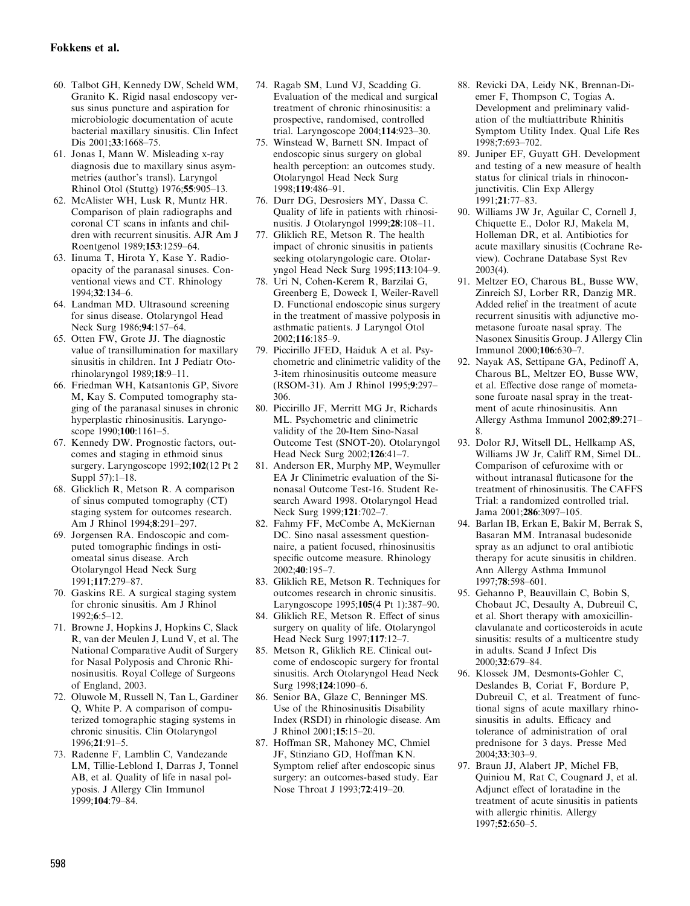60. Talbot GH, Kennedy DW, Scheld WM, Granito K. Rigid nasal endoscopy versus sinus puncture and aspiration for microbiologic documentation of acute bacterial maxillary sinusitis. Clin Infect Dis 2001;**33**:1668–75.
61. Jonas I, Mann W. Misleading x-ray diagnosis due to maxillary sinus asymmetries (author's transl). Laryngol Rhinol Otol (Stuttg) 1976;**55**:905–13.
62. McAlister WH, Lusk R, Muntz HR. Comparison of plain radiographs and coronal CT scans in infants and children with recurrent sinusitis. AJR Am J Roentgenol 1989;**153**:1259–64.
63. Iinuma T, Hirota Y, Kase Y. Radio-opacity of the paranasal sinuses. Conventional views and CT. Rhinology 1994;**32**:134–6.
64. Landman MD. Ultrasound screening for sinus disease. Otolaryngol Head Neck Surg 1986;**94**:157–64.
65. Otten FW, Grote JJ. The diagnostic value of transillumination for maxillary sinusitis in children. Int J Pediatr Otorhinolaryngol 1989;**18**:9–11.
66. Friedman WH, Katsantonis GP, Sivore M, Kay S. Computed tomography staging of the paranasal sinuses in chronic hyperplastic rhinosinusitis. Laryngoscope 1990;**100**:1161–5.
67. Kennedy DW. Prognostic factors, outcomes and staging in ethmoid sinus surgery. Laryngoscope 1992;**102**(12 Pt 2 Suppl 57):1–18.
68. Glicklich R, Metson R. A comparison of sinus computed tomography (CT) staging system for outcomes research. Am J Rhinol 1994;**8**:291–297.
69. Jorgensen RA. Endoscopic and computed tomographic findings in ostiomeatal sinus disease. Arch Otolaryngol Head Neck Surg 1991;**117**:279–87.
70. Gaskins RE. A surgical staging system for chronic sinusitis. Am J Rhinol 1992;**6**:5–12.
71. Browne J, Hopkins J, Hopkins C, Slack R, van der Meulen J, Lund V, et al. The National Comparative Audit of Surgery for Nasal Polyposis and Chronic Rhinosinusitis. Royal College of Surgeons of England, 2003.
72. Oluwole M, Russell N, Tan L, Gardiner Q, White P. A comparison of computerized tomographic staging systems in chronic sinusitis. Clin Otolaryngol 1996;**21**:91–5.
73. Radenne F, Lamblin C, Vandezande LM, Tillie-Leblond I, Darras J, Tonnel AB, et al. Quality of life in nasal polyposis. J Allergy Clin Immunol 1999;**104**:79–84.
74. Ragab SM, Lund VJ, Scadding G. Evaluation of the medical and surgical treatment of chronic rhinosinusitis: a prospective, randomised, controlled trial. Laryngoscope 2004;**114**:923–30.
75. Winstead W, Barnett SN. Impact of endoscopic sinus surgery on global health perception: an outcomes study. Otolaryngol Head Neck Surg 1998;**119**:486–91.
76. Durr DG, Desrosiers MY, Dassa C. Quality of life in patients with rhinosinusitis. J Otolaryngol 1999;**28**:108–11.
77. Gliklich RE, Metson R. The health impact of chronic sinusitis in patients seeking otolaryngologic care. Otolaryngol Head Neck Surg 1995;**113**:104–9.
78. Uri N, Cohen-Kerem R, Barzilai G, Greenberg E, Doweck I, Weiler-Ravell D. Functional endoscopic sinus surgery in the treatment of massive polyposis in asthmatic patients. J Laryngol Otol 2002;**116**:185–9.
79. Piccirillo JFED, Haiduk A et al. Psychometric and clinimetric validity of the 3-item rhinosinusitis outcome measure (RSOM-31). Am J Rhinol 1995;**9**:297–306.
80. Piccirillo JF, Merritt MG Jr, Richards ML. Psychometric and clinimetric validity of the 20-Item Sino-Nasal Outcome Test (SNOT-20). Otolaryngol Head Neck Surg 2002;**126**:41–7.
81. Anderson ER, Murphy MP, Weymuller EA Jr Clinimetric evaluation of the Sinonasal Outcome Test-16. Student Research Award 1998. Otolaryngol Head Neck Surg 1999;**121**:702–7.
82. Fahmy FF, McCombe A, McKiernan DC. Sino nasal assessment questionnaire, a patient focused, rhinosinusitis specific outcome measure. Rhinology 2002;**40**:195–7.
83. Gliklich RE, Metson R. Techniques for outcomes research in chronic sinusitis. Laryngoscope 1995;**105**(4 Pt 1):387–90.
84. Gliklich RE, Metson R. Effect of sinus surgery on quality of life. Otolaryngol Head Neck Surg 1997;**117**:12–7.
85. Metson R, Gliklich RE. Clinical outcome of endoscopic surgery for frontal sinusitis. Arch Otolaryngol Head Neck Surg 1998;**124**:1090–6.
86. Senior BA, Glaze C, Benninger MS. Use of the Rhinosinusitis Disability Index (RSDI) in rhinologic disease. Am J Rhinol 2001;**15**:15–20.
87. Hoffman SR, Mahoney MC, Chmiel JF, Stinziano GD, Hoffman KN. Symptom relief after endoscopic sinus surgery: an outcomes-based study. Ear Nose Throat J 1993;**72**:419–20.
88. Revicki DA, Leidy NK, Brennan-Diemer F, Thompson C, Togias A. Development and preliminary validation of the multiattribute Rhinitis Symptom Utility Index. Qual Life Res 1998;**7**:693–702.
89. Juniper EF, Guyatt GH. Development and testing of a new measure of health status for clinical trials in rhinoconjunctivitis. Clin Exp Allergy 1991;**21**:77–83.
90. Williams JW Jr, Aguilar C, Cornell J, Chiquette E., Dolor RJ, Makela M, Holleman DR, et al. Antibiotics for acute maxillary sinusitis (Cochrane Review). Cochrane Database Syst Rev 2003(4).
91. Meltzer EO, Charous BL, Busse WW, Zinreich SJ, Lorber RR, Danzig MR. Added relief in the treatment of acute recurrent sinusitis with adjunctive mometasone furoate nasal spray. The Nasonex Sinusitis Group. J Allergy Clin Immunol 2000;**106**:630–7.
92. Nayak AS, Settipane GA, Pedinoff A, Charous BL, Meltzer EO, Busse WW, et al. Effective dose range of mometasone furoate nasal spray in the treatment of acute rhinosinusitis. Ann Allergy Asthma Immunol 2002;**89**:271–8.
93. Dolor RJ, Witsell DL, Hellkamp AS, Williams JW Jr, Califf RM, Simel DL. Comparison of cefuroxime with or without intranasal fluticasone for the treatment of rhinosinusitis. The CAFFS Trial: a randomized controlled trial. Jama 2001;**286**:3097–105.
94. Barlan IB, Erkan E, Bakir M, Berrak S, Basaran MM. Intranasal budesonide spray as an adjunct to oral antibiotic therapy for acute sinusitis in children. Ann Allergy Asthma Immunol 1997;**78**:598–601.
95. Gehanno P, Beauvillain C, Bobin S, Chobaut JC, Desaulty A, Dubreuil C, et al. Short therapy with amoxicillin-clavulanate and corticosteroids in acute sinusitis: results of a multicentre study in adults. Scand J Infect Dis 2000;**32**:679–84.
96. Klossek JM, Desmonts-Gohler C, Deslandes B, Coriat F, Bordure P, Dubreuil C, et al. Treatment of functional signs of acute maxillary rhinosinusitis in adults. Efficacy and tolerance of administration of oral prednisone for 3 days. Presse Med 2004;**33**:303–9.
97. Braun JJ, Alabert JP, Michel FB, Quiniou M, Rat C, Cougnard J, et al. Adjunct effect of loratadine in the treatment of acute sinusitis in patients with allergic rhinitis. Allergy 1997;**52**:650–5.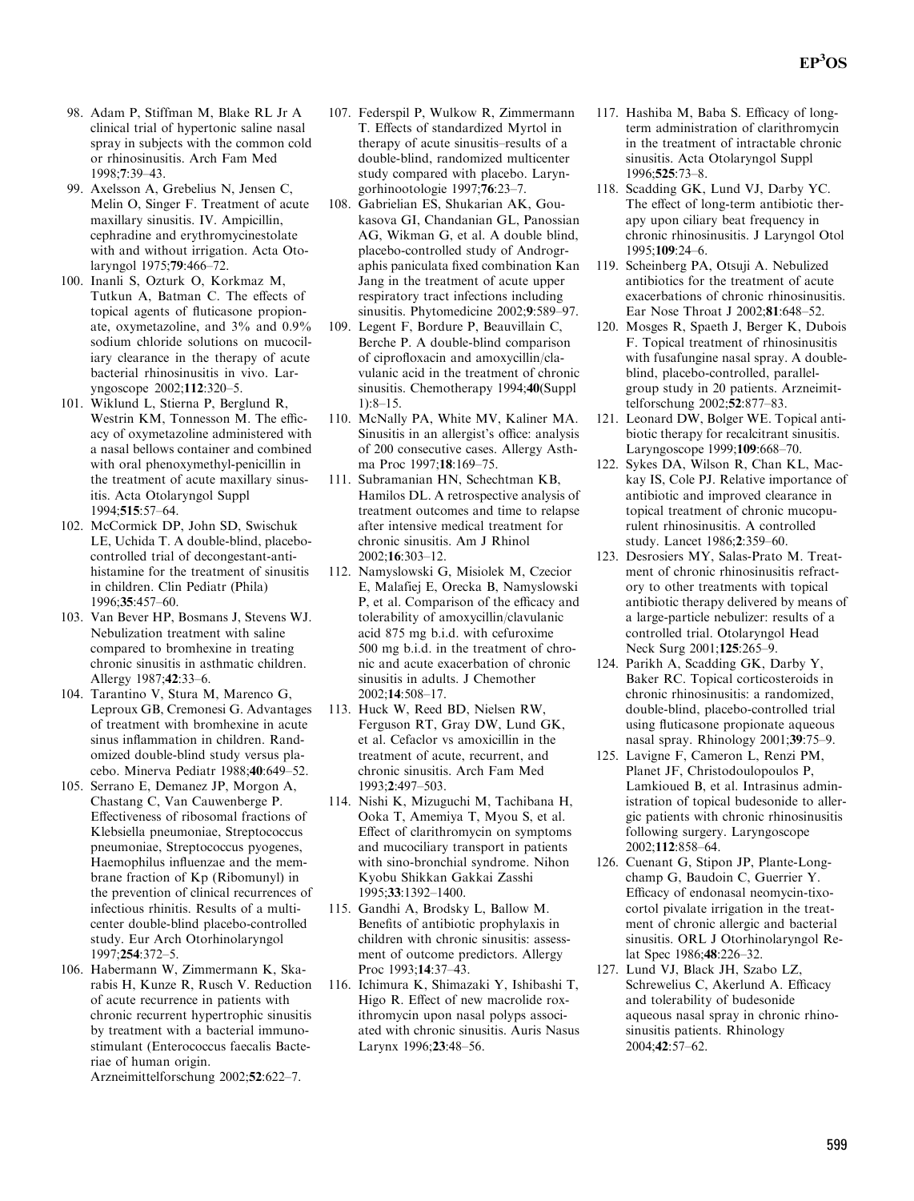98. Adam P, Stiffman M, Blake RL Jr A clinical trial of hypertonic saline nasal spray in subjects with the common cold or rhinosinusitis. Arch Fam Med 1998;**7**:39–43.
99. Axelsson A, Grebelius N, Jensen C, Melin O, Singer F. Treatment of acute maxillary sinusitis. IV. Ampicillin, cephradine and erythromycinestolate with and without irrigation. Acta Otolaryngol 1975;**79**:466–72.
100. Inanli S, Ozturk O, Korkmaz M, Tutkun A, Batman C. The effects of topical agents of fluticasone propionate, oxymetazoline, and 3% and 0.9% sodium chloride solutions on mucociliary clearance in the therapy of acute bacterial rhinosinusitis in vivo. Laryngoscope 2002;**112**:320–5.
101. Wiklund L, Stierna P, Berglund R, Westrin KM, Tonnesson M. The efficacy of oxymetazoline administered with a nasal bellows container and combined with oral phenoxymethyl-penicillin in the treatment of acute maxillary sinusitis. Acta Otolaryngol Suppl 1994;**515**:57–64.
102. McCormick DP, John SD, Swischuk LE, Uchida T. A double-blind, placebo-controlled trial of decongestant-antihistamine for the treatment of sinusitis in children. Clin Pediatr (Phila) 1996;**35**:457–60.
103. Van Bever HP, Bosmans J, Stevens WJ. Nebulization treatment with saline compared to bromhexine in treating chronic sinusitis in asthmatic children. Allergy 1987;**42**:33–6.
104. Tarantino V, Stura M, Marenco G, Leproux GB, Cremonesi G. Advantages of treatment with bromhexine in acute sinus inflammation in children. Randomized double-blind study versus placebo. Minerva Pediatr 1988;**40**:649–52.
105. Serrano E, Demanez JP, Morgon A, Chastang C, Van Cauwenberge P. Effectiveness of ribosomal fractions of Klebsiella pneumoniae, Streptococcus pneumoniae, Streptococcus pyogenes, Haemophilus influenzae and the membrane fraction of Kp (Ribomunyl) in the prevention of clinical recurrences of infectious rhinitis. Results of a multicenter double-blind placebo-controlled study. Eur Arch Otorhinolaryngol 1997;**254**:372–5.
106. Habermann W, Zimmermann K, Skarabis H, Kunze R, Rusch V. Reduction of acute recurrence in patients with chronic recurrent hypertrophic sinusitis by treatment with a bacterial immunostimulant (Enterococcus faecalis Bacteriae of human origin. Arzneimittelforschung 2002;**52**:622–7.
107. Federspil P, Wulkow R, Zimmermann T. Effects of standardized Myrtol in therapy of acute sinusitis–results of a double-blind, randomized multicenter study compared with placebo. Laryngorhinootologie 1997;**76**:23–7.
108. Gabrielian ES, Shukarian AK, Goukasova GI, Chandanian GL, Panossian AG, Wikman G, et al. A double blind, placebo-controlled study of Andrographis paniculata fixed combination Kan Jang in the treatment of acute upper respiratory tract infections including sinusitis. Phytomedicine 2002;**9**:589–97.
109. Legent F, Bordure P, Beauvillain C, Berche P. A double-blind comparison of ciprofloxacin and amoxycillin/clavulanic acid in the treatment of chronic sinusitis. Chemotherapy 1994;**40**(Suppl 1):8–15.
110. McNally PA, White MV, Kaliner MA. Sinusitis in an allergist's office: analysis of 200 consecutive cases. Allergy Asthma Proc 1997;**18**:169–75.
111. Subramanian HN, Schechtman KB, Hamilos DL. A retrospective analysis of treatment outcomes and time to relapse after intensive medical treatment for chronic sinusitis. Am J Rhinol 2002;**16**:303–12.
112. Namyslowski G, Misiolek M, Czecior E, Malafiej E, Orecka B, Namyslowski P, et al. Comparison of the efficacy and tolerability of amoxycillin/clavulanic acid 875 mg b.i.d. with cefuroxime 500 mg b.i.d. in the treatment of chronic and acute exacerbation of chronic sinusitis in adults. J Chemother 2002;**14**:508–17.
113. Huck W, Reed BD, Nielsen RW, Ferguson RT, Gray DW, Lund GK, et al. Cefaclor vs amoxicillin in the treatment of acute, recurrent, and chronic sinusitis. Arch Fam Med 1993;**2**:497–503.
114. Nishi K, Mizuguchi M, Tachibana H, Ooka T, Amemiya T, Myou S, et al. Effect of clarithromycin on symptoms and mucociliary transport in patients with sino-bronchial syndrome. Nihon Kyobu Shikkan Gakkai Zasshi 1995;**33**:1392–1400.
115. Gandhi A, Brodsky L, Ballow M. Benefits of antibiotic prophylaxis in children with chronic sinusitis: assessment of outcome predictors. Allergy Proc 1993;**14**:37–43.
116. Ichimura K, Shimazaki Y, Ishibashi T, Higo R. Effect of new macrolide roxithromycin upon nasal polyps associated with chronic sinusitis. Auris Nasus Larynx 1996;**23**:48–56.
117. Hashiba M, Baba S. Efficacy of long-term administration of clarithromycin in the treatment of intractable chronic sinusitis. Acta Otolaryngol Suppl 1996;**525**:73–8.
118. Scadding GK, Lund VJ, Darby YC. The effect of long-term antibiotic therapy upon ciliary beat frequency in chronic rhinosinusitis. J Laryngol Otol 1995;**109**:24–6.
119. Scheinberg PA, Otsuji A. Nebulized antibiotics for the treatment of acute exacerbations of chronic rhinosinusitis. Ear Nose Throat J 2002;**81**:648–52.
120. Mosges R, Spaeth J, Berger K, Dubois F. Topical treatment of rhinosinusitis with fusafungine nasal spray. A double-blind, placebo-controlled, parallel-group study in 20 patients. Arzneimittelforschung 2002;**52**:877–83.
121. Leonard DW, Bolger WE. Topical antibiotic therapy for recalcitrant sinusitis. Laryngoscope 1999;**109**:668–70.
122. Sykes DA, Wilson R, Chan KL, Mackay IS, Cole PJ. Relative importance of antibiotic and improved clearance in topical treatment of chronic mucopurulent rhinosinusitis. A controlled study. Lancet 1986;**2**:359–60.
123. Desrosiers MY, Salas-Prato M. Treatment of chronic rhinosinusitis refractory to other treatments with topical antibiotic therapy delivered by means of a large-particle nebulizer: results of a controlled trial. Otolaryngol Head Neck Surg 2001;**125**:265–9.
124. Parikh A, Scadding GK, Darby Y, Baker RC. Topical corticosteroids in chronic rhinosinusitis: a randomized, double-blind, placebo-controlled trial using fluticasone propionate aqueous nasal spray. Rhinology 2001;**39**:75–9.
125. Lavigne F, Cameron L, Renzi PM, Planet JF, Christodoulopoulos P, Lamkioued B, et al. Intrasinus administration of topical budesonide to allergic patients with chronic rhinosinusitis following surgery. Laryngoscope 2002;**112**:858–64.
126. Cuenant G, Stipon JP, Plante-Longchamp G, Baudoin C, Guerrier Y. Efficacy of endonasal neomycin-tixocortol pivalate irrigation in the treatment of chronic allergic and bacterial sinusitis. ORL J Otorhinolaryngol Relat Spec 1986;**48**:226–32.
127. Lund VJ, Black JH, Szabo LZ, Schrewelius C, Akerlund A. Efficacy and tolerability of budesonide aqueous nasal spray in chronic rhinosinusitis patients. Rhinology 2004;**42**:57–62.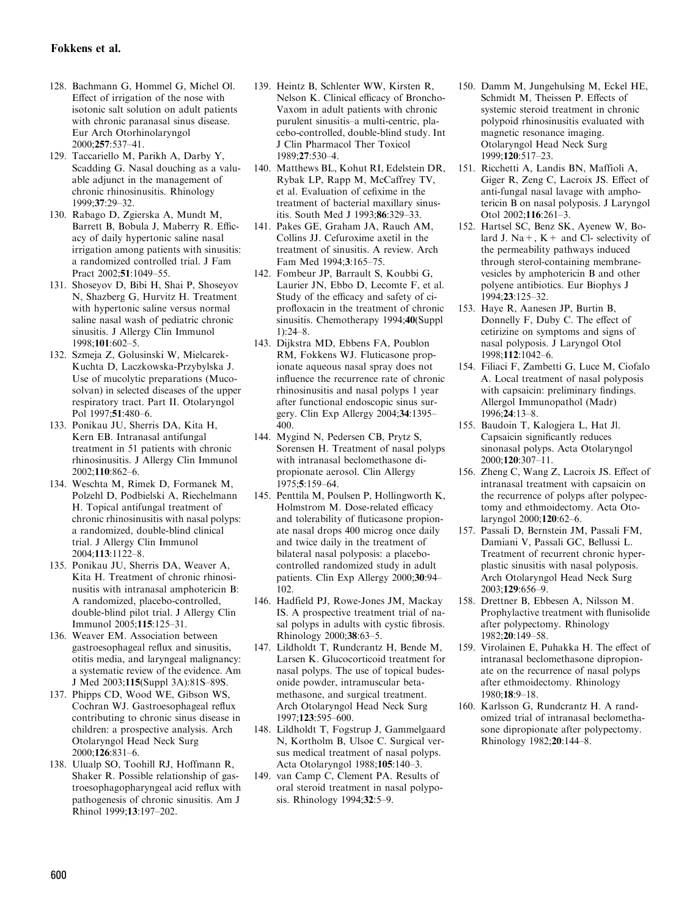128. Bachmann G, Hommel G, Michel Ol. Effect of irrigation of the nose with isotonic salt solution on adult patients with chronic paranasal sinus disease. Eur Arch Otorhinolaryngol 2000;**257**:537–41.
129. Taccariello M, Parikh A, Darby Y, Scadding G. Nasal douching as a valuable adjunct in the management of chronic rhinosinusitis. Rhinology 1999;**37**:29–32.
130. Rabago D, Zgierska A, Mundt M, Barrett B, Bobula J, Maberry R. Efficacy of daily hypertonic saline nasal irrigation among patients with sinusitis: a randomized controlled trial. J Fam Pract 2002;**51**:1049–55.
131. Shoseyov D, Bibi H, Shai P, Shoseyov N, Shazberg G, Hurvitz H. Treatment with hypertonic saline versus normal saline nasal wash of pediatric chronic sinusitis. J Allergy Clin Immunol 1998;**101**:602–5.
132. Szmeja Z, Golusinski W, Mielcarek-Kuchta D, Laczkowska-Przybylska J. Use of mucolytic preparations (Mucosolvan) in selected diseases of the upper respiratory tract. Part II. Otolaryngol Pol 1997;**51**:480–6.
133. Ponikau JU, Sherris DA, Kita H, Kern EB. Intranasal antifungal treatment in 51 patients with chronic rhinosinusitis. J Allergy Clin Immunol 2002;**110**:862–6.
134. Weschta M, Rimek D, Formanek M, Polzehl D, Podbielski A, Riechelmann H. Topical antifungal treatment of chronic rhinosinusitis with nasal polyps: a randomized, double-blind clinical trial. J Allergy Clin Immunol 2004;**113**:1122–8.
135. Ponikau JU, Sherris DA, Weaver A, Kita H. Treatment of chronic rhinosinusitis with intranasal amphotericin B: A randomized, placebo-controlled, double-blind pilot trial. J Allergy Clin Immunol 2005;**115**:125–31.
136. Weaver EM. Association between gastroesophageal reflux and sinusitis, otitis media, and laryngeal malignancy: a systematic review of the evidence. Am J Med 2003;**115**(Suppl 3A):81S–89S.
137. Phipps CD, Wood WE, Gibson WS, Cochran WJ. Gastroesophageal reflux contributing to chronic sinus disease in children: a prospective analysis. Arch Otolaryngol Head Neck Surg 2000;**126**:831–6.
138. Ulualp SO, Toohill RJ, Hoffmann R, Shaker R. Possible relationship of gastroesophagopharyngeal acid reflux with pathogenesis of chronic sinusitis. Am J Rhinol 1999;**13**:197–202.
139. Heintz B, Schlenter WW, Kirsten R, Nelson K. Clinical efficacy of Broncho-Vaxom in adult patients with chronic purulent sinusitis–a multi-centric, placebo-controlled, double-blind study. Int J Clin Pharmacol Ther Toxicol 1989;**27**:530–4.
140. Matthews BL, Kohut RI, Edelstein DR, Rybak LP, Rapp M, McCaffrey TV, et al. Evaluation of cefixime in the treatment of bacterial maxillary sinusitis. South Med J 1993;**86**:329–33.
141. Pakes GE, Graham JA, Rauch AM, Collins JJ. Cefuroxime axetil in the treatment of sinusitis. A review. Arch Fam Med 1994;**3**:165–75.
142. Fombeur JP, Barrault S, Koubbi G, Laurier JN, Ebbo D, Lecomte F, et al. Study of the efficacy and safety of ciprofloxacin in the treatment of chronic sinusitis. Chemotherapy 1994;**40**(Suppl 1):24–8.
143. Dijkstra MD, Ebbens FA, Poublon RM, Fokkens WJ. Fluticasone propionate aqueous nasal spray does not influence the recurrence rate of chronic rhinosinusitis and nasal polyps 1 year after functional endoscopic sinus surgery. Clin Exp Allergy 2004;**34**:1395–400.
144. Mygind N, Pedersen CB, Prytz S, Sorensen H. Treatment of nasal polyps with intranasal beclomethasone dipropionate aerosol. Clin Allergy 1975;**5**:159–64.
145. Penttila M, Poulsen P, Hollingworth K, Holmstrom M. Dose-related efficacy and tolerability of fluticasone propionate nasal drops 400 microg once daily and twice daily in the treatment of bilateral nasal polyposis: a placebo-controlled randomized study in adult patients. Clin Exp Allergy 2000;**30**:94–102.
146. Hadfield PJ, Rowe-Jones JM, Mackay IS. A prospective treatment trial of nasal polyps in adults with cystic fibrosis. Rhinology 2000;**38**:63–5.
147. Lildholdt T, Rundcrantz H, Bende M, Larsen K. Glucocorticoid treatment for nasal polyps. The use of topical budesonide powder, intramuscular betamethasone, and surgical treatment. Arch Otolaryngol Head Neck Surg 1997;**123**:595–600.
148. Lildholdt T, Fogstrup J, Gammelgaard N, Kortholm B, Ulsoe C. Surgical versus medical treatment of nasal polyps. Acta Otolaryngol 1988;**105**:140–3.
149. van Camp C, Clement PA. Results of oral steroid treatment in nasal polyposis. Rhinology 1994;**32**:5–9.
150. Damm M, Jungehulsing M, Eckel HE, Schmidt M, Theissen P. Effects of systemic steroid treatment in chronic polypoid rhinosinusitis evaluated with magnetic resonance imaging. Otolaryngol Head Neck Surg 1999;**120**:517–23.
151. Ricchetti A, Landis BN, Maffioli A, Giger R, Zeng C, Lacroix JS. Effect of anti-fungal nasal lavage with amphotericin B on nasal polyposis. J Laryngol Otol 2002;**116**:261–3.
152. Hartsel SC, Benz SK, Ayenew W, Bolard J. Na+, K+ and Cl- selectivity of the permeability pathways induced through sterol-containing membrane-vesicles by amphotericin B and other polyene antibiotics. Eur Biophys J 1994;**23**:125–32.
153. Haye R, Aanesen JP, Burtin B, Donnelly F, Duby C. The effect of cetirizine on symptoms and signs of nasal polyposis. J Laryngol Otol 1998;**112**:1042–6.
154. Filiaci F, Zambetti G, Luce M, Ciofalo A. Local treatment of nasal polyposis with capsaicin: preliminary findings. Allergol Immunopathol (Madr) 1996;**24**:13–8.
155. Baudoin T, Kalogjera L, Hat Jl. Capsaicin significantly reduces sinonasal polyps. Acta Otolaryngol 2000;**120**:307–11.
156. Zheng C, Wang Z, Lacroix JS. Effect of intranasal treatment with capsaicin on the recurrence of polyps after polypectomy and ethmoidectomy. Acta Otolaryngol 2000;**120**:62–6.
157. Passali D, Bernstein JM, Passali FM, Damiani V, Passali GC, Bellussi L. Treatment of recurrent chronic hyperplastic sinusitis with nasal polyposis. Arch Otolaryngol Head Neck Surg 2003;**129**:656–9.
158. Drettner B, Ebbesen A, Nilsson M. Prophylactive treatment with flunisolide after polypectomy. Rhinology 1982;**20**:149–58.
159. Virolainen E, Puhakka H. The effect of intranasal beclomethasone dipropionate on the recurrence of nasal polyps after ethmoidectomy. Rhinology 1980;**18**:9–18.
160. Karlsson G, Rundcrantz H. A randomized trial of intranasal beclomethasone dipropionate after polypectomy. Rhinology 1982;**20**:144–8.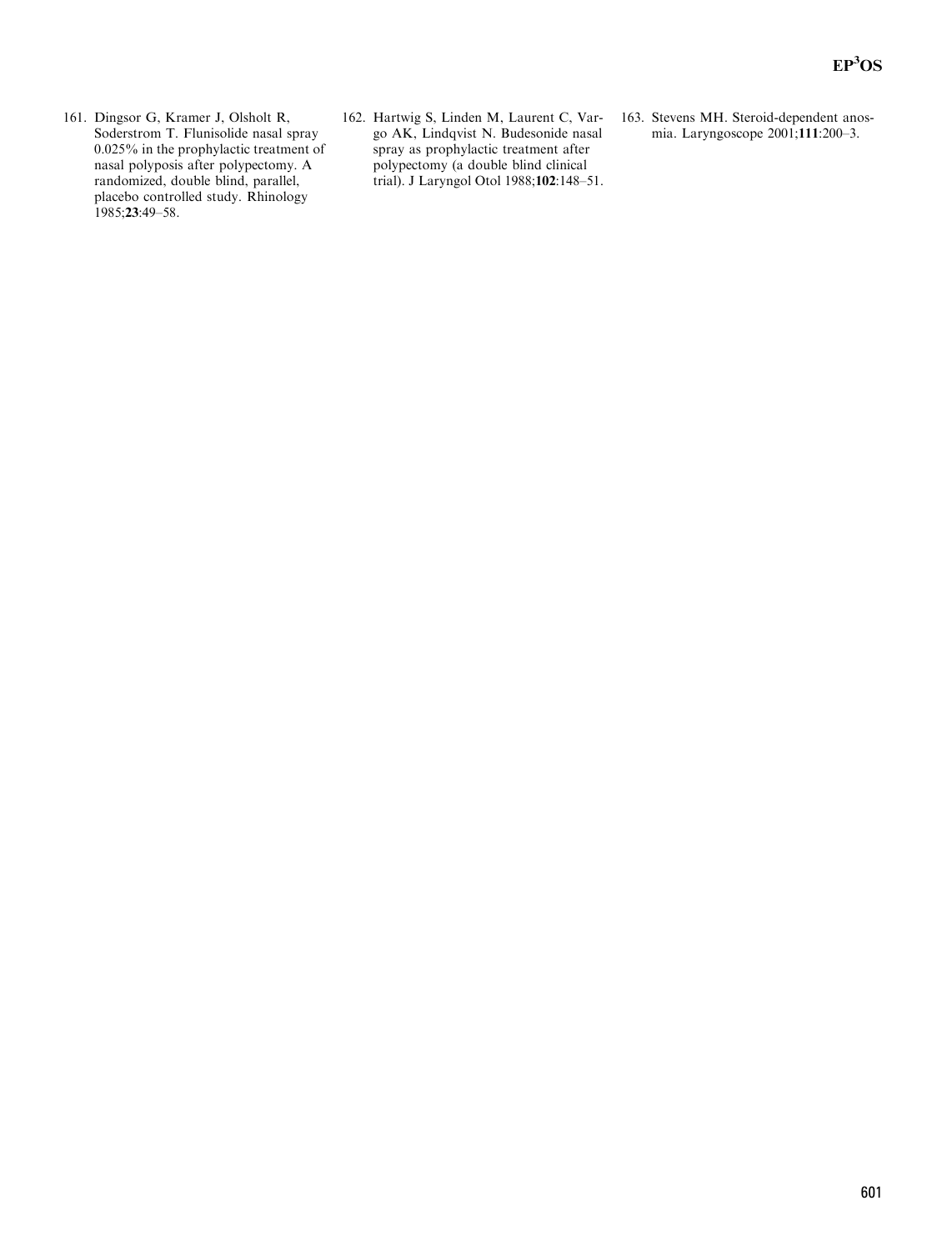161. Dingsor G, Kramer J, Olsholt R, Soderstrom T. Flunisolide nasal spray 0.025% in the prophylactic treatment of nasal polyposis after polypectomy. A randomized, double blind, parallel, placebo controlled study. Rhinology 1985;**23**:49–58.

162. Hartwig S, Linden M, Laurent C, Vargo AK, Lindqvist N. Budesonide nasal spray as prophylactic treatment after polypectomy (a double blind clinical trial). J Laryngol Otol 1988;**102**:148–51.

163. Stevens MH. Steroid-dependent anosmia. Laryngoscope 2001;**111**:200–3.